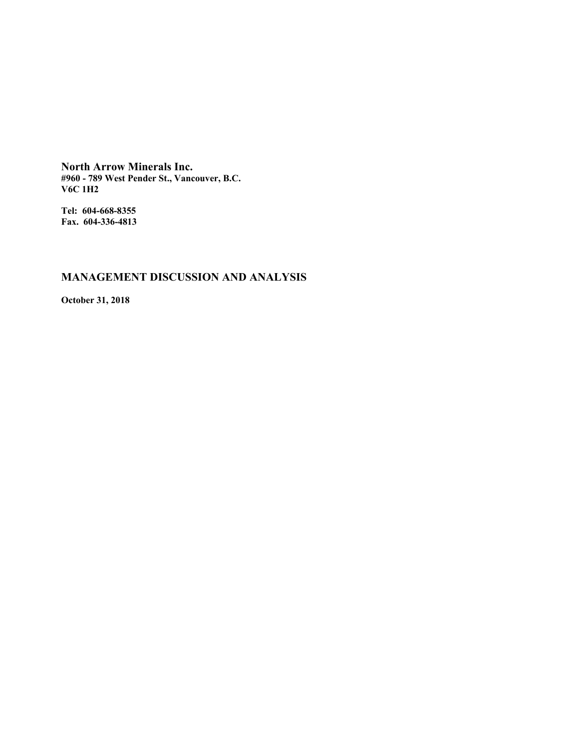**North Arrow Minerals Inc.**
**#960 - 789 West Pender St., Vancouver, B.C.**
**V6C 1H2**

**Tel: 604-668-8355**
**Fax. 604-336-4813**

# MANAGEMENT DISCUSSION AND ANALYSIS

**October 31, 2018**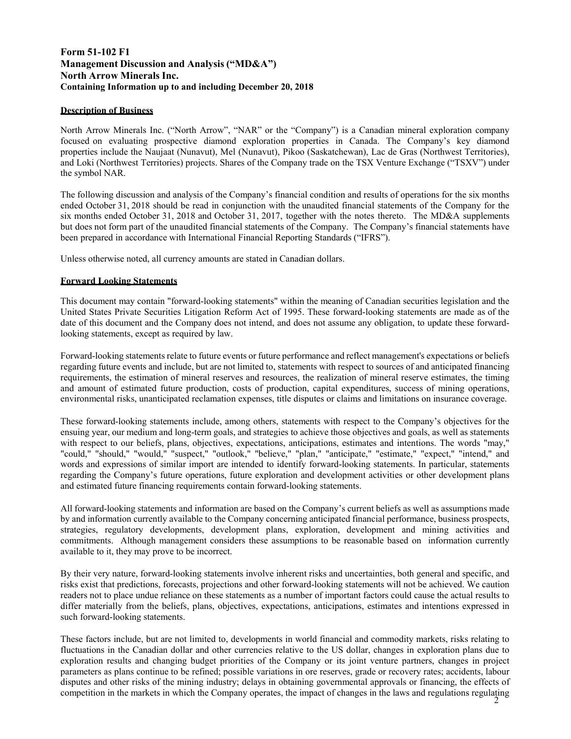**Form 51-102 F1**
**Management Discussion and Analysis ("MD&A")**
**North Arrow Minerals Inc.**
**Containing Information up to and including December 20, 2018**

## Description of Business

North Arrow Minerals Inc. ("North Arrow", "NAR" or the "Company") is a Canadian mineral exploration company focused on evaluating prospective diamond exploration properties in Canada. The Company's key diamond properties include the Naujaat (Nunavut), Mel (Nunavut), Pikoo (Saskatchewan), Lac de Gras (Northwest Territories), and Loki (Northwest Territories) projects. Shares of the Company trade on the TSX Venture Exchange ("TSXV") under the symbol NAR.

The following discussion and analysis of the Company's financial condition and results of operations for the six months ended October 31, 2018 should be read in conjunction with the unaudited financial statements of the Company for the six months ended October 31, 2018 and October 31, 2017, together with the notes thereto. The MD&A supplements but does not form part of the unaudited financial statements of the Company. The Company's financial statements have been prepared in accordance with International Financial Reporting Standards ("IFRS").

Unless otherwise noted, all currency amounts are stated in Canadian dollars.

## Forward Looking Statements

This document may contain "forward-looking statements" within the meaning of Canadian securities legislation and the United States Private Securities Litigation Reform Act of 1995. These forward-looking statements are made as of the date of this document and the Company does not intend, and does not assume any obligation, to update these forward-looking statements, except as required by law.

Forward-looking statements relate to future events or future performance and reflect management's expectations or beliefs regarding future events and include, but are not limited to, statements with respect to sources of and anticipated financing requirements, the estimation of mineral reserves and resources, the realization of mineral reserve estimates, the timing and amount of estimated future production, costs of production, capital expenditures, success of mining operations, environmental risks, unanticipated reclamation expenses, title disputes or claims and limitations on insurance coverage.

These forward-looking statements include, among others, statements with respect to the Company's objectives for the ensuing year, our medium and long-term goals, and strategies to achieve those objectives and goals, as well as statements with respect to our beliefs, plans, objectives, expectations, anticipations, estimates and intentions. The words "may," "could," "should," "would," "suspect," "outlook," "believe," "plan," "anticipate," "estimate," "expect," "intend," and words and expressions of similar import are intended to identify forward-looking statements. In particular, statements regarding the Company's future operations, future exploration and development activities or other development plans and estimated future financing requirements contain forward-looking statements.

All forward-looking statements and information are based on the Company's current beliefs as well as assumptions made by and information currently available to the Company concerning anticipated financial performance, business prospects, strategies, regulatory developments, development plans, exploration, development and mining activities and commitments. Although management considers these assumptions to be reasonable based on information currently available to it, they may prove to be incorrect.

By their very nature, forward-looking statements involve inherent risks and uncertainties, both general and specific, and risks exist that predictions, forecasts, projections and other forward-looking statements will not be achieved. We caution readers not to place undue reliance on these statements as a number of important factors could cause the actual results to differ materially from the beliefs, plans, objectives, expectations, anticipations, estimates and intentions expressed in such forward-looking statements.

These factors include, but are not limited to, developments in world financial and commodity markets, risks relating to fluctuations in the Canadian dollar and other currencies relative to the US dollar, changes in exploration plans due to exploration results and changing budget priorities of the Company or its joint venture partners, changes in project parameters as plans continue to be refined; possible variations in ore reserves, grade or recovery rates; accidents, labour disputes and other risks of the mining industry; delays in obtaining governmental approvals or financing, the effects of competition in the markets in which the Company operates, the impact of changes in the laws and regulations regulating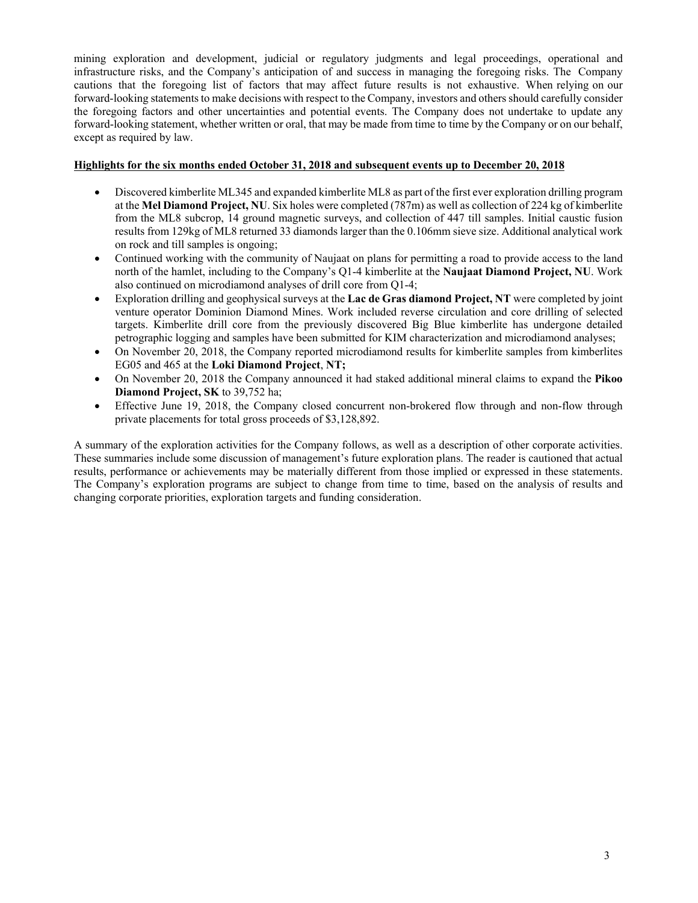mining exploration and development, judicial or regulatory judgments and legal proceedings, operational and infrastructure risks, and the Company's anticipation of and success in managing the foregoing risks. The Company cautions that the foregoing list of factors that may affect future results is not exhaustive. When relying on our forward-looking statements to make decisions with respect to the Company, investors and others should carefully consider the foregoing factors and other uncertainties and potential events. The Company does not undertake to update any forward-looking statement, whether written or oral, that may be made from time to time by the Company or on our behalf, except as required by law.

**Highlights for the six months ended October 31, 2018 and subsequent events up to December 20, 2018**

- Discovered kimberlite ML345 and expanded kimberlite ML8 as part of the first ever exploration drilling program at the **Mel Diamond Project, NU**. Six holes were completed (787m) as well as collection of 224 kg of kimberlite from the ML8 subcrop, 14 ground magnetic surveys, and collection of 447 till samples. Initial caustic fusion results from 129kg of ML8 returned 33 diamonds larger than the 0.106mm sieve size. Additional analytical work on rock and till samples is ongoing;
- Continued working with the community of Naujaat on plans for permitting a road to provide access to the land north of the hamlet, including to the Company's Q1-4 kimberlite at the **Naujaat Diamond Project, NU**. Work also continued on microdiamond analyses of drill core from Q1-4;
- Exploration drilling and geophysical surveys at the **Lac de Gras diamond Project, NT** were completed by joint venture operator Dominion Diamond Mines. Work included reverse circulation and core drilling of selected targets. Kimberlite drill core from the previously discovered Big Blue kimberlite has undergone detailed petrographic logging and samples have been submitted for KIM characterization and microdiamond analyses;
- On November 20, 2018, the Company reported microdiamond results for kimberlite samples from kimberlites EG05 and 465 at the **Loki Diamond Project**, **NT;**
- On November 20, 2018 the Company announced it had staked additional mineral claims to expand the **Pikoo Diamond Project, SK** to 39,752 ha;
- Effective June 19, 2018, the Company closed concurrent non-brokered flow through and non-flow through private placements for total gross proceeds of $3,128,892.

A summary of the exploration activities for the Company follows, as well as a description of other corporate activities. These summaries include some discussion of management's future exploration plans. The reader is cautioned that actual results, performance or achievements may be materially different from those implied or expressed in these statements. The Company's exploration programs are subject to change from time to time, based on the analysis of results and changing corporate priorities, exploration targets and funding consideration.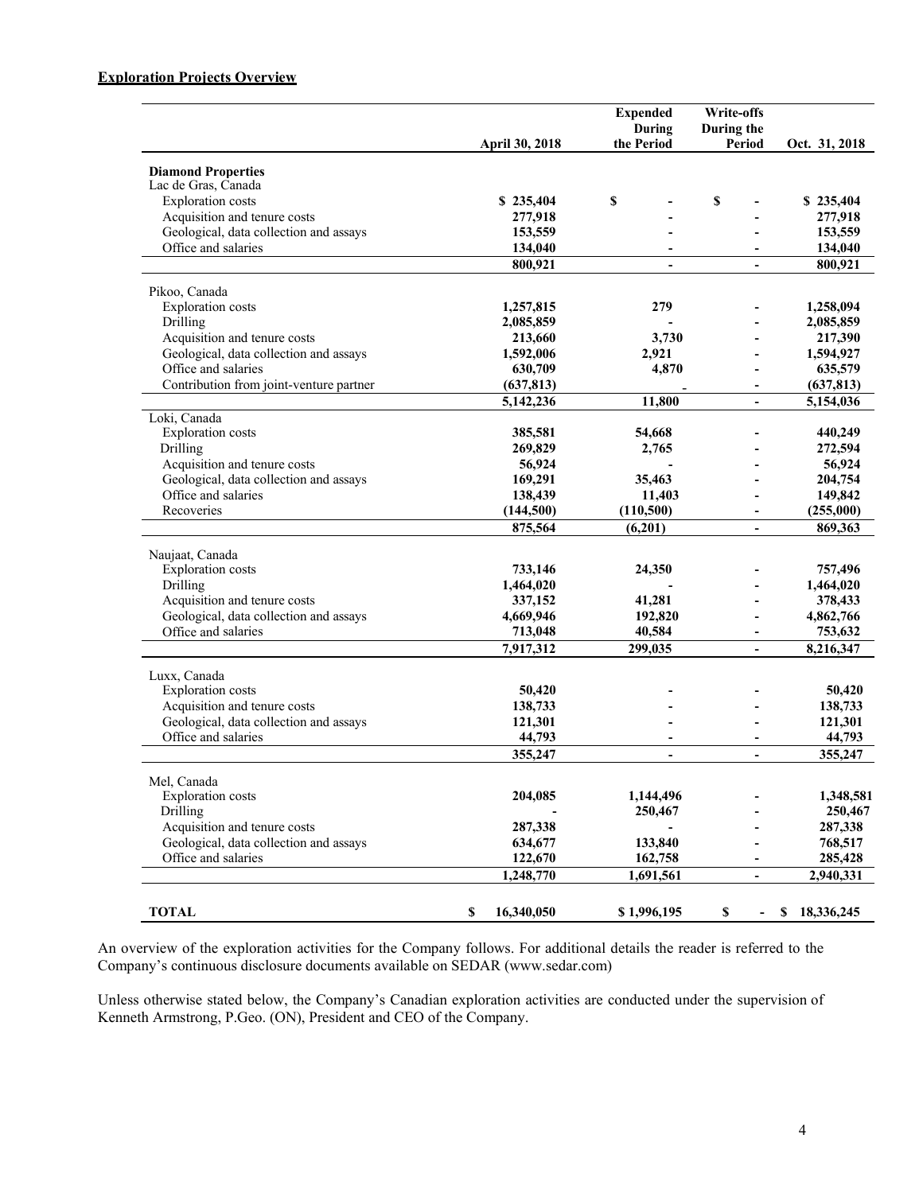**Exploration Projects Overview**

| | April 30, 2018 | Expended During the Period | Write-offs During the Period | Oct. 31, 2018 |
|---|---|---|---|---|
| **Diamond Properties** | | | | |
| Lac de Gras, Canada | | | | |
| Exploration costs | **$ 235,404** | **$ -** | **$ -** | **$ 235,404** |
| Acquisition and tenure costs | **277,918** | **-** | **-** | **277,918** |
| Geological, data collection and assays | **153,559** | **-** | **-** | **153,559** |
| Office and salaries | **134,040** | **-** | **-** | **134,040** |
| | **800,921** | **-** | **-** | **800,921** |
| Pikoo, Canada | | | | |
| Exploration costs | **1,257,815** | **279** | **-** | **1,258,094** |
| Drilling | **2,085,859** | **-** | **-** | **2,085,859** |
| Acquisition and tenure costs | **213,660** | **3,730** | **-** | **217,390** |
| Geological, data collection and assays | **1,592,006** | **2,921** | **-** | **1,594,927** |
| Office and salaries | **630,709** | **4,870** | **-** | **635,579** |
| Contribution from joint-venture partner | **(637,813)** | **-** | **-** | **(637,813)** |
| | **5,142,236** | **11,800** | **-** | **5,154,036** |
| Loki, Canada | | | | |
| Exploration costs | **385,581** | **54,668** | **-** | **440,249** |
| Drilling | **269,829** | **2,765** | **-** | **272,594** |
| Acquisition and tenure costs | **56,924** | **-** | **-** | **56,924** |
| Geological, data collection and assays | **169,291** | **35,463** | **-** | **204,754** |
| Office and salaries | **138,439** | **11,403** | **-** | **149,842** |
| Recoveries | **(144,500)** | **(110,500)** | **-** | **(255,000)** |
| | **875,564** | **(6,201)** | **-** | **869,363** |
| Naujaat, Canada | | | | |
| Exploration costs | **733,146** | **24,350** | **-** | **757,496** |
| Drilling | **1,464,020** | **-** | **-** | **1,464,020** |
| Acquisition and tenure costs | **337,152** | **41,281** | **-** | **378,433** |
| Geological, data collection and assays | **4,669,946** | **192,820** | **-** | **4,862,766** |
| Office and salaries | **713,048** | **40,584** | **-** | **753,632** |
| | **7,917,312** | **299,035** | **-** | **8,216,347** |
| Luxx, Canada | | | | |
| Exploration costs | **50,420** | **-** | **-** | **50,420** |
| Acquisition and tenure costs | **138,733** | **-** | **-** | **138,733** |
| Geological, data collection and assays | **121,301** | **-** | **-** | **121,301** |
| Office and salaries | **44,793** | **-** | **-** | **44,793** |
| | **355,247** | **-** | **-** | **355,247** |
| Mel, Canada | | | | |
| Exploration costs | **204,085** | **1,144,496** | **-** | **1,348,581** |
| Drilling | **-** | **250,467** | **-** | **250,467** |
| Acquisition and tenure costs | **287,338** | **-** | **-** | **287,338** |
| Geological, data collection and assays | **634,677** | **133,840** | **-** | **768,517** |
| Office and salaries | **122,670** | **162,758** | **-** | **285,428** |
| | **1,248,770** | **1,691,561** | **-** | **2,940,331** |
| **TOTAL** | **$ 16,340,050** | **$ 1,996,195** | **$ -** | **$ 18,336,245** |

An overview of the exploration activities for the Company follows. For additional details the reader is referred to the Company's continuous disclosure documents available on SEDAR (www.sedar.com)

Unless otherwise stated below, the Company's Canadian exploration activities are conducted under the supervision of Kenneth Armstrong, P.Geo. (ON), President and CEO of the Company.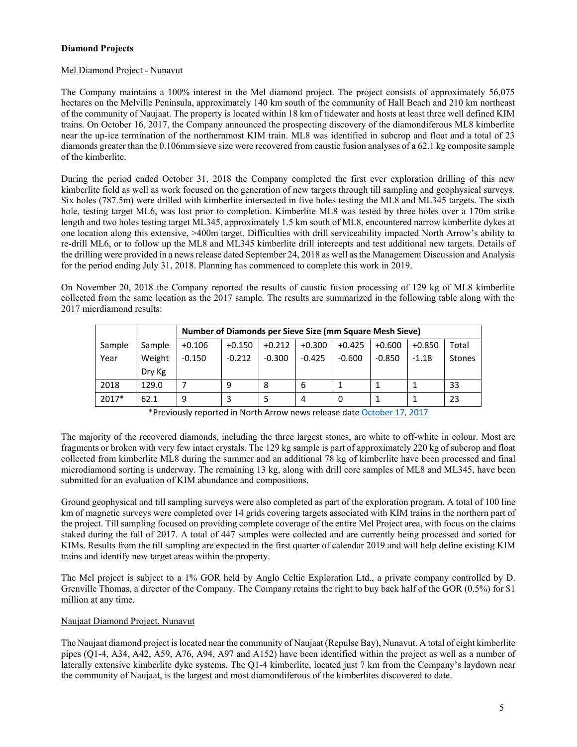**Diamond Projects**

Mel Diamond Project - Nunavut

The Company maintains a 100% interest in the Mel diamond project. The project consists of approximately 56,075 hectares on the Melville Peninsula, approximately 140 km south of the community of Hall Beach and 210 km northeast of the community of Naujaat. The property is located within 18 km of tidewater and hosts at least three well defined KIM trains. On October 16, 2017, the Company announced the prospecting discovery of the diamondiferous ML8 kimberlite near the up-ice termination of the northernmost KIM train. ML8 was identified in subcrop and float and a total of 23 diamonds greater than the 0.106mm sieve size were recovered from caustic fusion analyses of a 62.1 kg composite sample of the kimberlite.

During the period ended October 31, 2018 the Company completed the first ever exploration drilling of this new kimberlite field as well as work focused on the generation of new targets through till sampling and geophysical surveys. Six holes (787.5m) were drilled with kimberlite intersected in five holes testing the ML8 and ML345 targets. The sixth hole, testing target ML6, was lost prior to completion. Kimberlite ML8 was tested by three holes over a 170m strike length and two holes testing target ML345, approximately 1.5 km south of ML8, encountered narrow kimberlite dykes at one location along this extensive, >400m target. Difficulties with drill serviceability impacted North Arrow's ability to re-drill ML6, or to follow up the ML8 and ML345 kimberlite drill intercepts and test additional new targets. Details of the drilling were provided in a news release dated September 24, 2018 as well as the Management Discussion and Analysis for the period ending July 31, 2018. Planning has commenced to complete this work in 2019.

On November 20, 2018 the Company reported the results of caustic fusion processing of 129 kg of ML8 kimberlite collected from the same location as the 2017 sample. The results are summarized in the following table along with the 2017 micrdiamond results:

| Sample Year | Sample Weight Dry Kg | Number of Diamonds per Sieve Size (mm Square Mesh Sieve) | | | | | | | |
|---|---|---|---|---|---|---|---|---|---|
| | | +0.106 -0.150 | +0.150 -0.212 | +0.212 -0.300 | +0.300 -0.425 | +0.425 -0.600 | +0.600 -0.850 | +0.850 -1.18 | Total Stones |
| 2018 | 129.0 | 7 | 9 | 8 | 6 | 1 | 1 | 1 | 33 |
| 2017* | 62.1 | 9 | 3 | 5 | 4 | 0 | 1 | 1 | 23 |

*Previously reported in North Arrow news release date October 17, 2017

The majority of the recovered diamonds, including the three largest stones, are white to off-white in colour. Most are fragments or broken with very few intact crystals. The 129 kg sample is part of approximately 220 kg of subcrop and float collected from kimberlite ML8 during the summer and an additional 78 kg of kimberlite have been processed and final microdiamond sorting is underway. The remaining 13 kg, along with drill core samples of ML8 and ML345, have been submitted for an evaluation of KIM abundance and compositions.

Ground geophysical and till sampling surveys were also completed as part of the exploration program. A total of 100 line km of magnetic surveys were completed over 14 grids covering targets associated with KIM trains in the northern part of the project. Till sampling focused on providing complete coverage of the entire Mel Project area, with focus on the claims staked during the fall of 2017. A total of 447 samples were collected and are currently being processed and sorted for KIMs. Results from the till sampling are expected in the first quarter of calendar 2019 and will help define existing KIM trains and identify new target areas within the property.

The Mel project is subject to a 1% GOR held by Anglo Celtic Exploration Ltd., a private company controlled by D. Grenville Thomas, a director of the Company. The Company retains the right to buy back half of the GOR (0.5%) for $1 million at any time.

Naujaat Diamond Project, Nunavut

The Naujaat diamond project is located near the community of Naujaat (Repulse Bay), Nunavut. A total of eight kimberlite pipes (Q1-4, A34, A42, A59, A76, A94, A97 and A152) have been identified within the project as well as a number of laterally extensive kimberlite dyke systems. The Q1-4 kimberlite, located just 7 km from the Company's laydown near the community of Naujaat, is the largest and most diamondiferous of the kimberlites discovered to date.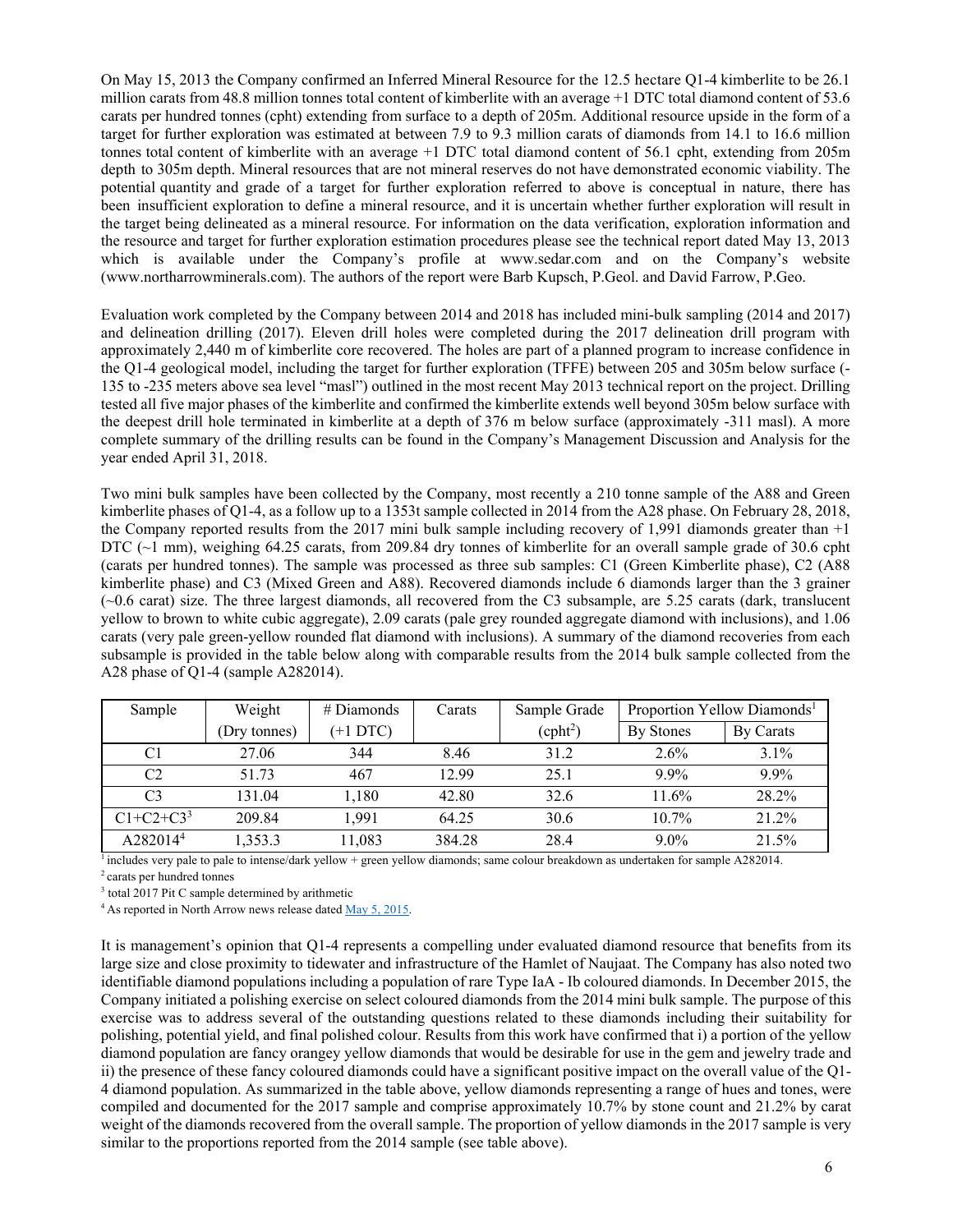On May 15, 2013 the Company confirmed an Inferred Mineral Resource for the 12.5 hectare Q1-4 kimberlite to be 26.1 million carats from 48.8 million tonnes total content of kimberlite with an average +1 DTC total diamond content of 53.6 carats per hundred tonnes (cpht) extending from surface to a depth of 205m. Additional resource upside in the form of a target for further exploration was estimated at between 7.9 to 9.3 million carats of diamonds from 14.1 to 16.6 million tonnes total content of kimberlite with an average +1 DTC total diamond content of 56.1 cpht, extending from 205m depth to 305m depth. Mineral resources that are not mineral reserves do not have demonstrated economic viability. The potential quantity and grade of a target for further exploration referred to above is conceptual in nature, there has been insufficient exploration to define a mineral resource, and it is uncertain whether further exploration will result in the target being delineated as a mineral resource. For information on the data verification, exploration information and the resource and target for further exploration estimation procedures please see the technical report dated May 13, 2013 which is available under the Company's profile at www.sedar.com and on the Company's website (www.northarrowminerals.com). The authors of the report were Barb Kupsch, P.Geol. and David Farrow, P.Geo.

Evaluation work completed by the Company between 2014 and 2018 has included mini-bulk sampling (2014 and 2017) and delineation drilling (2017). Eleven drill holes were completed during the 2017 delineation drill program with approximately 2,440 m of kimberlite core recovered. The holes are part of a planned program to increase confidence in the Q1-4 geological model, including the target for further exploration (TFFE) between 205 and 305m below surface (-135 to -235 meters above sea level "masl") outlined in the most recent May 2013 technical report on the project. Drilling tested all five major phases of the kimberlite and confirmed the kimberlite extends well beyond 305m below surface with the deepest drill hole terminated in kimberlite at a depth of 376 m below surface (approximately -311 masl). A more complete summary of the drilling results can be found in the Company's Management Discussion and Analysis for the year ended April 31, 2018.

Two mini bulk samples have been collected by the Company, most recently a 210 tonne sample of the A88 and Green kimberlite phases of Q1-4, as a follow up to a 1353t sample collected in 2014 from the A28 phase. On February 28, 2018, the Company reported results from the 2017 mini bulk sample including recovery of 1,991 diamonds greater than +1 DTC (~1 mm), weighing 64.25 carats, from 209.84 dry tonnes of kimberlite for an overall sample grade of 30.6 cpht (carats per hundred tonnes). The sample was processed as three sub samples: C1 (Green Kimberlite phase), C2 (A88 kimberlite phase) and C3 (Mixed Green and A88). Recovered diamonds include 6 diamonds larger than the 3 grainer (~0.6 carat) size. The three largest diamonds, all recovered from the C3 subsample, are 5.25 carats (dark, translucent yellow to brown to white cubic aggregate), 2.09 carats (pale grey rounded aggregate diamond with inclusions), and 1.06 carats (very pale green-yellow rounded flat diamond with inclusions). A summary of the diamond recoveries from each subsample is provided in the table below along with comparable results from the 2014 bulk sample collected from the A28 phase of Q1-4 (sample A282014).

| Sample | Weight | # Diamonds | Carats | Sample Grade | Proportion Yellow Diamonds[1] | |
|---|---|---|---|---|---|---|
| | (Dry tonnes) | (+1 DTC) | | (cpht[2]) | By Stones | By Carats |
| C1 | 27.06 | 344 | 8.46 | 31.2 | 2.6% | 3.1% |
| C2 | 51.73 | 467 | 12.99 | 25.1 | 9.9% | 9.9% |
| C3 | 131.04 | 1,180 | 42.80 | 32.6 | 11.6% | 28.2% |
| C1+C2+C3[3] | 209.84 | 1,991 | 64.25 | 30.6 | 10.7% | 21.2% |
| A282014[4] | 1,353.3 | 11,083 | 384.28 | 28.4 | 9.0% | 21.5% |

[1] includes very pale to pale to intense/dark yellow + green yellow diamonds; same colour breakdown as undertaken for sample A282014.

[2] carats per hundred tonnes

[3] total 2017 Pit C sample determined by arithmetic

[4] As reported in North Arrow news release dated May 5, 2015.

It is management's opinion that Q1-4 represents a compelling under evaluated diamond resource that benefits from its large size and close proximity to tidewater and infrastructure of the Hamlet of Naujaat. The Company has also noted two identifiable diamond populations including a population of rare Type IaA - Ib coloured diamonds. In December 2015, the Company initiated a polishing exercise on select coloured diamonds from the 2014 mini bulk sample. The purpose of this exercise was to address several of the outstanding questions related to these diamonds including their suitability for polishing, potential yield, and final polished colour. Results from this work have confirmed that i) a portion of the yellow diamond population are fancy orangey yellow diamonds that would be desirable for use in the gem and jewelry trade and ii) the presence of these fancy coloured diamonds could have a significant positive impact on the overall value of the Q1-4 diamond population. As summarized in the table above, yellow diamonds representing a range of hues and tones, were compiled and documented for the 2017 sample and comprise approximately 10.7% by stone count and 21.2% by carat weight of the diamonds recovered from the overall sample. The proportion of yellow diamonds in the 2017 sample is very similar to the proportions reported from the 2014 sample (see table above).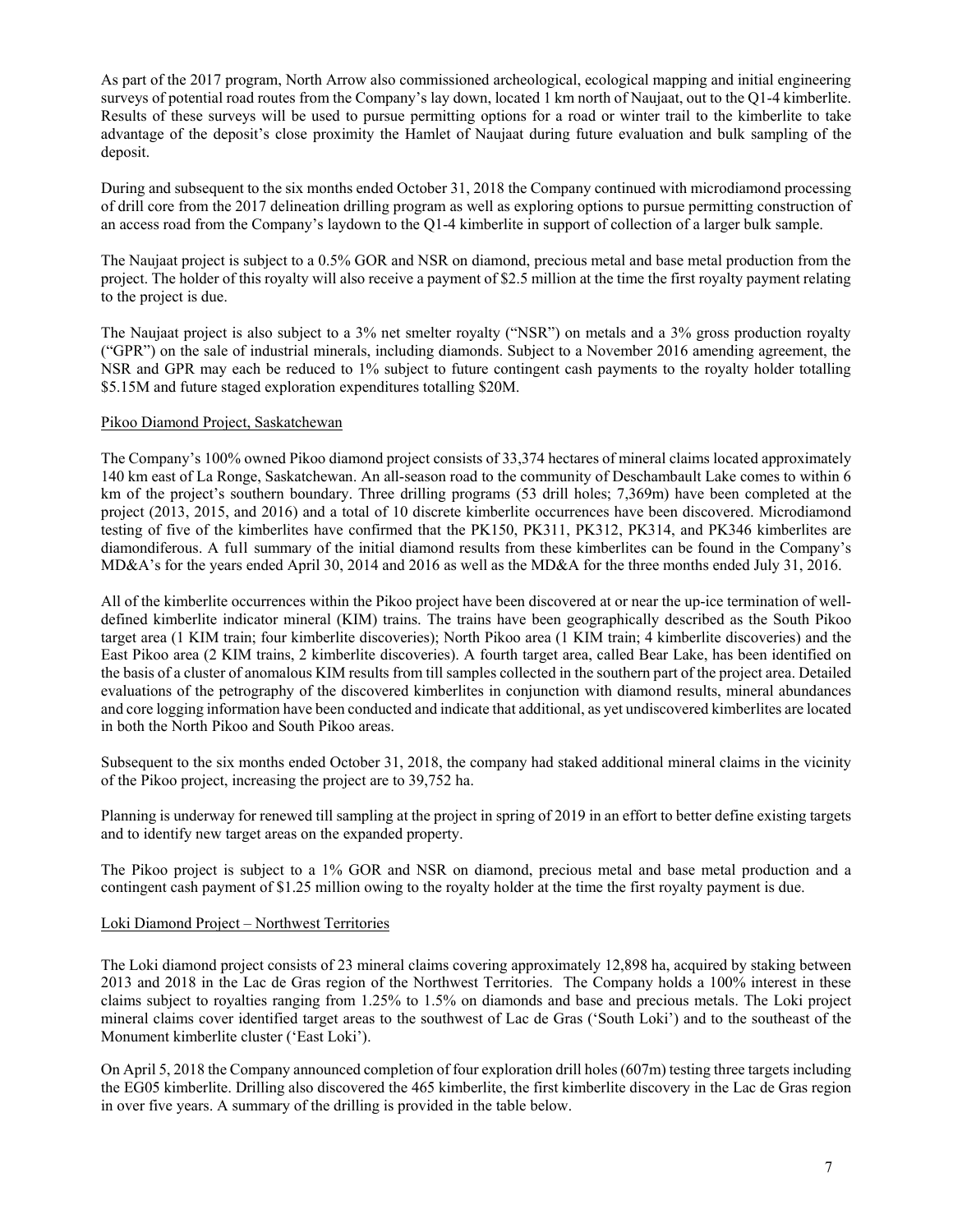As part of the 2017 program, North Arrow also commissioned archeological, ecological mapping and initial engineering surveys of potential road routes from the Company's lay down, located 1 km north of Naujaat, out to the Q1-4 kimberlite. Results of these surveys will be used to pursue permitting options for a road or winter trail to the kimberlite to take advantage of the deposit's close proximity the Hamlet of Naujaat during future evaluation and bulk sampling of the deposit.

During and subsequent to the six months ended October 31, 2018 the Company continued with microdiamond processing of drill core from the 2017 delineation drilling program as well as exploring options to pursue permitting construction of an access road from the Company's laydown to the Q1-4 kimberlite in support of collection of a larger bulk sample.

The Naujaat project is subject to a 0.5% GOR and NSR on diamond, precious metal and base metal production from the project. The holder of this royalty will also receive a payment of $2.5 million at the time the first royalty payment relating to the project is due.

The Naujaat project is also subject to a 3% net smelter royalty ("NSR") on metals and a 3% gross production royalty ("GPR") on the sale of industrial minerals, including diamonds. Subject to a November 2016 amending agreement, the NSR and GPR may each be reduced to 1% subject to future contingent cash payments to the royalty holder totalling $5.15M and future staged exploration expenditures totalling $20M.

## Pikoo Diamond Project, Saskatchewan

The Company's 100% owned Pikoo diamond project consists of 33,374 hectares of mineral claims located approximately 140 km east of La Ronge, Saskatchewan. An all-season road to the community of Deschambault Lake comes to within 6 km of the project's southern boundary. Three drilling programs (53 drill holes; 7,369m) have been completed at the project (2013, 2015, and 2016) and a total of 10 discrete kimberlite occurrences have been discovered. Microdiamond testing of five of the kimberlites have confirmed that the PK150, PK311, PK312, PK314, and PK346 kimberlites are diamondiferous. A full summary of the initial diamond results from these kimberlites can be found in the Company's MD&A's for the years ended April 30, 2014 and 2016 as well as the MD&A for the three months ended July 31, 2016.

All of the kimberlite occurrences within the Pikoo project have been discovered at or near the up-ice termination of well-defined kimberlite indicator mineral (KIM) trains. The trains have been geographically described as the South Pikoo target area (1 KIM train; four kimberlite discoveries); North Pikoo area (1 KIM train; 4 kimberlite discoveries) and the East Pikoo area (2 KIM trains, 2 kimberlite discoveries). A fourth target area, called Bear Lake, has been identified on the basis of a cluster of anomalous KIM results from till samples collected in the southern part of the project area. Detailed evaluations of the petrography of the discovered kimberlites in conjunction with diamond results, mineral abundances and core logging information have been conducted and indicate that additional, as yet undiscovered kimberlites are located in both the North Pikoo and South Pikoo areas.

Subsequent to the six months ended October 31, 2018, the company had staked additional mineral claims in the vicinity of the Pikoo project, increasing the project are to 39,752 ha.

Planning is underway for renewed till sampling at the project in spring of 2019 in an effort to better define existing targets and to identify new target areas on the expanded property.

The Pikoo project is subject to a 1% GOR and NSR on diamond, precious metal and base metal production and a contingent cash payment of $1.25 million owing to the royalty holder at the time the first royalty payment is due.

## Loki Diamond Project – Northwest Territories

The Loki diamond project consists of 23 mineral claims covering approximately 12,898 ha, acquired by staking between 2013 and 2018 in the Lac de Gras region of the Northwest Territories. The Company holds a 100% interest in these claims subject to royalties ranging from 1.25% to 1.5% on diamonds and base and precious metals. The Loki project mineral claims cover identified target areas to the southwest of Lac de Gras ('South Loki') and to the southeast of the Monument kimberlite cluster ('East Loki').

On April 5, 2018 the Company announced completion of four exploration drill holes (607m) testing three targets including the EG05 kimberlite. Drilling also discovered the 465 kimberlite, the first kimberlite discovery in the Lac de Gras region in over five years. A summary of the drilling is provided in the table below.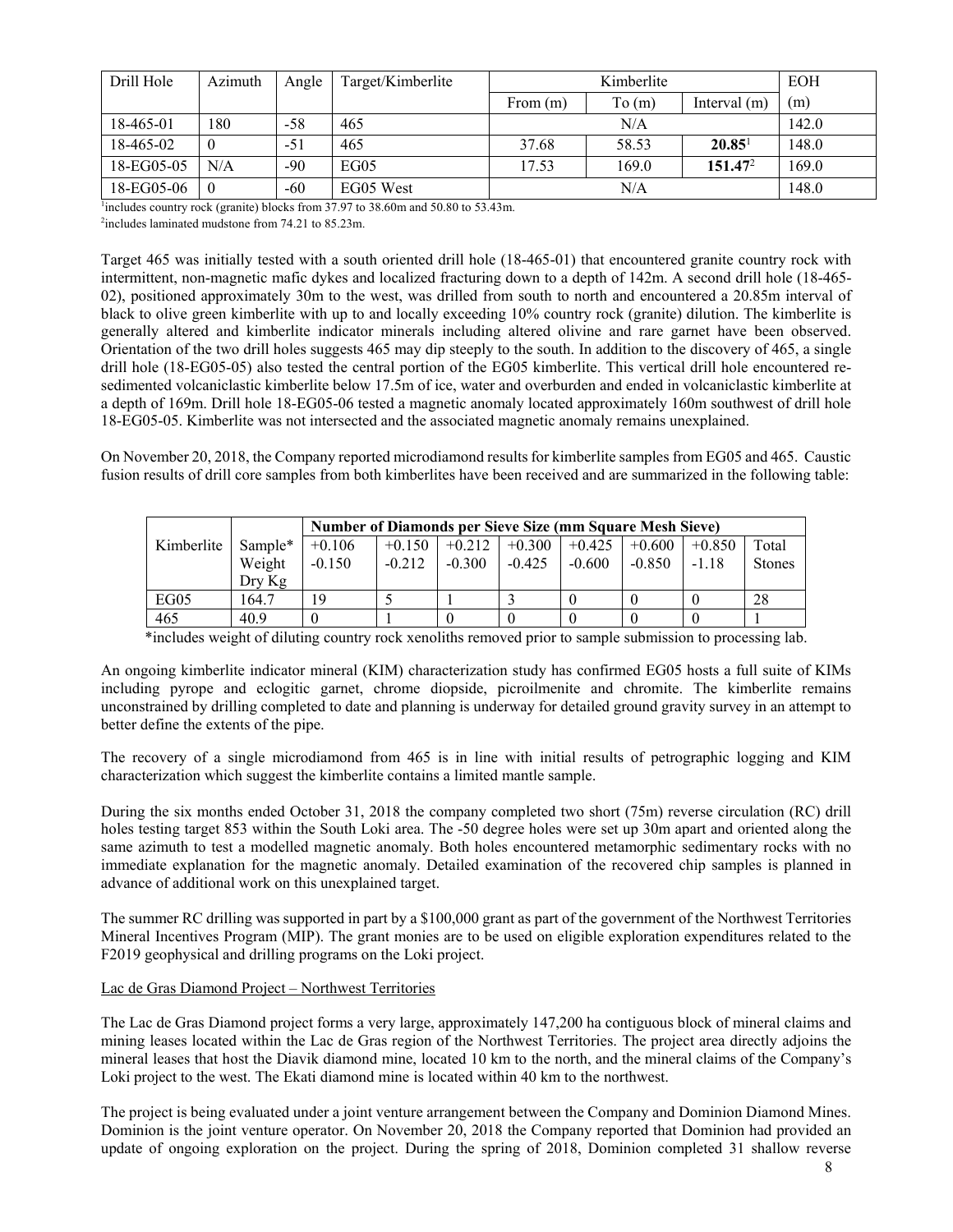| Drill Hole | Azimuth | Angle | Target/Kimberlite | Kimberlite | | | EOH |
|---|---|---|---|---|---|---|---|
| | | | | From (m) | To (m) | Interval (m) | (m) |
| 18-465-01 | 180 | -58 | 465 | N/A | | | 142.0 |
| 18-465-02 | 0 | -51 | 465 | 37.68 | 58.53 | **20.85**[1] | 148.0 |
| 18-EG05-05 | N/A | -90 | EG05 | 17.53 | 169.0 | **151.47**[2] | 169.0 |
| 18-EG05-06 | 0 | -60 | EG05 West | N/A | | | 148.0 |

[1]includes country rock (granite) blocks from 37.97 to 38.60m and 50.80 to 53.43m.

[2]includes laminated mudstone from 74.21 to 85.23m.

Target 465 was initially tested with a south oriented drill hole (18-465-01) that encountered granite country rock with intermittent, non-magnetic mafic dykes and localized fracturing down to a depth of 142m. A second drill hole (18-465-02), positioned approximately 30m to the west, was drilled from south to north and encountered a 20.85m interval of black to olive green kimberlite with up to and locally exceeding 10% country rock (granite) dilution. The kimberlite is generally altered and kimberlite indicator minerals including altered olivine and rare garnet have been observed. Orientation of the two drill holes suggests 465 may dip steeply to the south. In addition to the discovery of 465, a single drill hole (18-EG05-05) also tested the central portion of the EG05 kimberlite. This vertical drill hole encountered re-sedimented volcaniclastic kimberlite below 17.5m of ice, water and overburden and ended in volcaniclastic kimberlite at a depth of 169m. Drill hole 18-EG05-06 tested a magnetic anomaly located approximately 160m southwest of drill hole 18-EG05-05. Kimberlite was not intersected and the associated magnetic anomaly remains unexplained.

On November 20, 2018, the Company reported microdiamond results for kimberlite samples from EG05 and 465. Caustic fusion results of drill core samples from both kimberlites have been received and are summarized in the following table:

| Kimberlite | Sample* Weight Dry Kg | **Number of Diamonds per Sieve Size (mm Square Mesh Sieve)** | | | | | | | |
|---|---|---|---|---|---|---|---|---|---|
| | | +0.106 -0.150 | +0.150 -0.212 | +0.212 -0.300 | +0.300 -0.425 | +0.425 -0.600 | +0.600 -0.850 | +0.850 -1.18 | Total Stones |
| EG05 | 164.7 | 19 | 5 | 1 | 3 | 0 | 0 | 0 | 28 |
| 465 | 40.9 | 0 | 1 | 0 | 0 | 0 | 0 | 0 | 1 |

*includes weight of diluting country rock xenoliths removed prior to sample submission to processing lab.

An ongoing kimberlite indicator mineral (KIM) characterization study has confirmed EG05 hosts a full suite of KIMs including pyrope and eclogitic garnet, chrome diopside, picroilmenite and chromite. The kimberlite remains unconstrained by drilling completed to date and planning is underway for detailed ground gravity survey in an attempt to better define the extents of the pipe.

The recovery of a single microdiamond from 465 is in line with initial results of petrographic logging and KIM characterization which suggest the kimberlite contains a limited mantle sample.

During the six months ended October 31, 2018 the company completed two short (75m) reverse circulation (RC) drill holes testing target 853 within the South Loki area. The -50 degree holes were set up 30m apart and oriented along the same azimuth to test a modelled magnetic anomaly. Both holes encountered metamorphic sedimentary rocks with no immediate explanation for the magnetic anomaly. Detailed examination of the recovered chip samples is planned in advance of additional work on this unexplained target.

The summer RC drilling was supported in part by a $100,000 grant as part of the government of the Northwest Territories Mineral Incentives Program (MIP). The grant monies are to be used on eligible exploration expenditures related to the F2019 geophysical and drilling programs on the Loki project.

Lac de Gras Diamond Project – Northwest Territories

The Lac de Gras Diamond project forms a very large, approximately 147,200 ha contiguous block of mineral claims and mining leases located within the Lac de Gras region of the Northwest Territories. The project area directly adjoins the mineral leases that host the Diavik diamond mine, located 10 km to the north, and the mineral claims of the Company's Loki project to the west. The Ekati diamond mine is located within 40 km to the northwest.

The project is being evaluated under a joint venture arrangement between the Company and Dominion Diamond Mines. Dominion is the joint venture operator. On November 20, 2018 the Company reported that Dominion had provided an update of ongoing exploration on the project. During the spring of 2018, Dominion completed 31 shallow reverse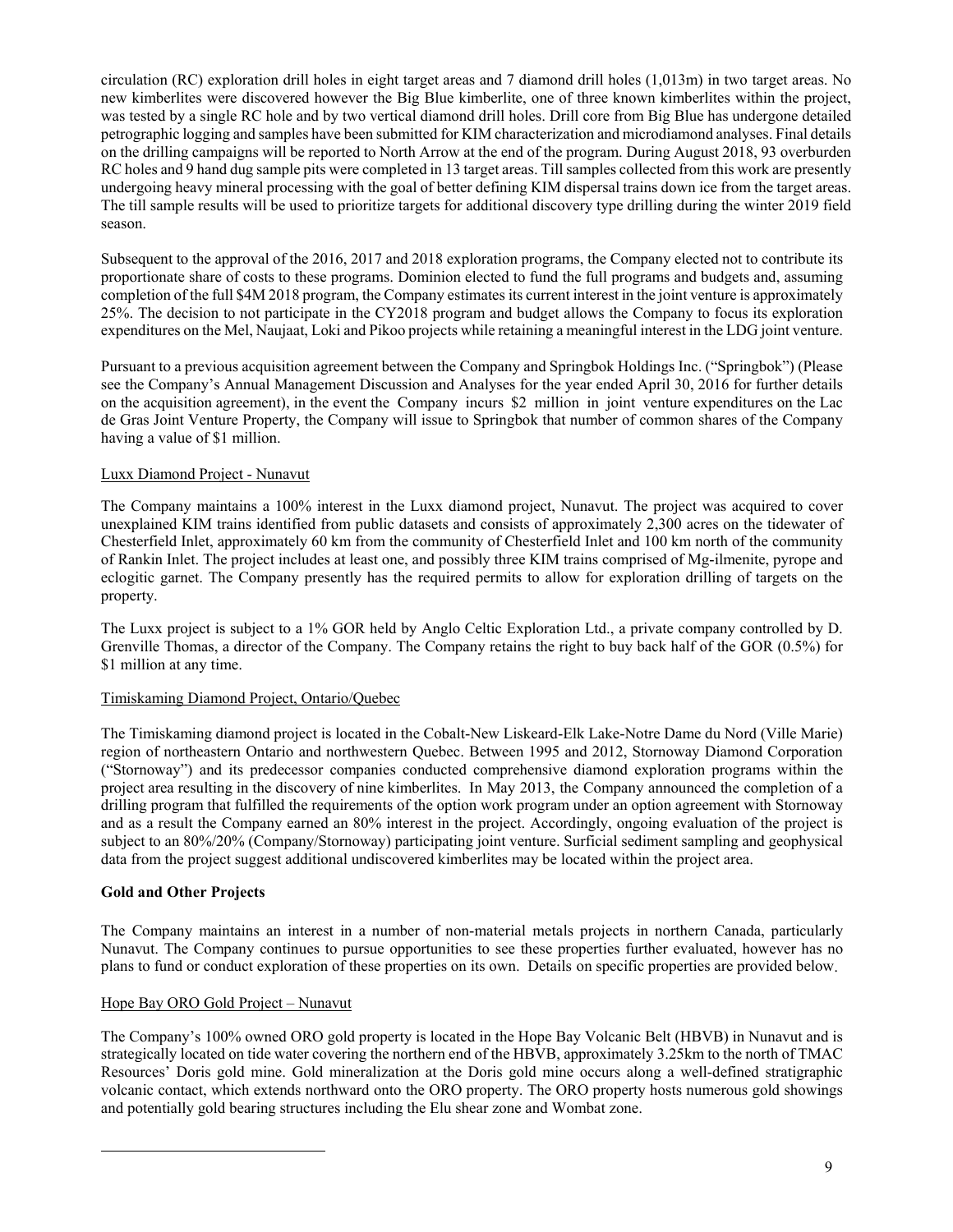circulation (RC) exploration drill holes in eight target areas and 7 diamond drill holes (1,013m) in two target areas. No new kimberlites were discovered however the Big Blue kimberlite, one of three known kimberlites within the project, was tested by a single RC hole and by two vertical diamond drill holes. Drill core from Big Blue has undergone detailed petrographic logging and samples have been submitted for KIM characterization and microdiamond analyses. Final details on the drilling campaigns will be reported to North Arrow at the end of the program. During August 2018, 93 overburden RC holes and 9 hand dug sample pits were completed in 13 target areas. Till samples collected from this work are presently undergoing heavy mineral processing with the goal of better defining KIM dispersal trains down ice from the target areas. The till sample results will be used to prioritize targets for additional discovery type drilling during the winter 2019 field season.

Subsequent to the approval of the 2016, 2017 and 2018 exploration programs, the Company elected not to contribute its proportionate share of costs to these programs. Dominion elected to fund the full programs and budgets and, assuming completion of the full $4M 2018 program, the Company estimates its current interest in the joint venture is approximately 25%. The decision to not participate in the CY2018 program and budget allows the Company to focus its exploration expenditures on the Mel, Naujaat, Loki and Pikoo projects while retaining a meaningful interest in the LDG joint venture.

Pursuant to a previous acquisition agreement between the Company and Springbok Holdings Inc. ("Springbok") (Please see the Company's Annual Management Discussion and Analyses for the year ended April 30, 2016 for further details on the acquisition agreement), in the event the Company incurs $2 million in joint venture expenditures on the Lac de Gras Joint Venture Property, the Company will issue to Springbok that number of common shares of the Company having a value of $1 million.

Luxx Diamond Project - Nunavut

The Company maintains a 100% interest in the Luxx diamond project, Nunavut. The project was acquired to cover unexplained KIM trains identified from public datasets and consists of approximately 2,300 acres on the tidewater of Chesterfield Inlet, approximately 60 km from the community of Chesterfield Inlet and 100 km north of the community of Rankin Inlet. The project includes at least one, and possibly three KIM trains comprised of Mg-ilmenite, pyrope and eclogitic garnet. The Company presently has the required permits to allow for exploration drilling of targets on the property.

The Luxx project is subject to a 1% GOR held by Anglo Celtic Exploration Ltd., a private company controlled by D. Grenville Thomas, a director of the Company. The Company retains the right to buy back half of the GOR (0.5%) for $1 million at any time.

Timiskaming Diamond Project, Ontario/Quebec

The Timiskaming diamond project is located in the Cobalt-New Liskeard-Elk Lake-Notre Dame du Nord (Ville Marie) region of northeastern Ontario and northwestern Quebec. Between 1995 and 2012, Stornoway Diamond Corporation ("Stornoway") and its predecessor companies conducted comprehensive diamond exploration programs within the project area resulting in the discovery of nine kimberlites. In May 2013, the Company announced the completion of a drilling program that fulfilled the requirements of the option work program under an option agreement with Stornoway and as a result the Company earned an 80% interest in the project. Accordingly, ongoing evaluation of the project is subject to an 80%/20% (Company/Stornoway) participating joint venture. Surficial sediment sampling and geophysical data from the project suggest additional undiscovered kimberlites may be located within the project area.

**Gold and Other Projects**

The Company maintains an interest in a number of non-material metals projects in northern Canada, particularly Nunavut. The Company continues to pursue opportunities to see these properties further evaluated, however has no plans to fund or conduct exploration of these properties on its own. Details on specific properties are provided below.

Hope Bay ORO Gold Project – Nunavut

The Company's 100% owned ORO gold property is located in the Hope Bay Volcanic Belt (HBVB) in Nunavut and is strategically located on tide water covering the northern end of the HBVB, approximately 3.25km to the north of TMAC Resources' Doris gold mine. Gold mineralization at the Doris gold mine occurs along a well-defined stratigraphic volcanic contact, which extends northward onto the ORO property. The ORO property hosts numerous gold showings and potentially gold bearing structures including the Elu shear zone and Wombat zone.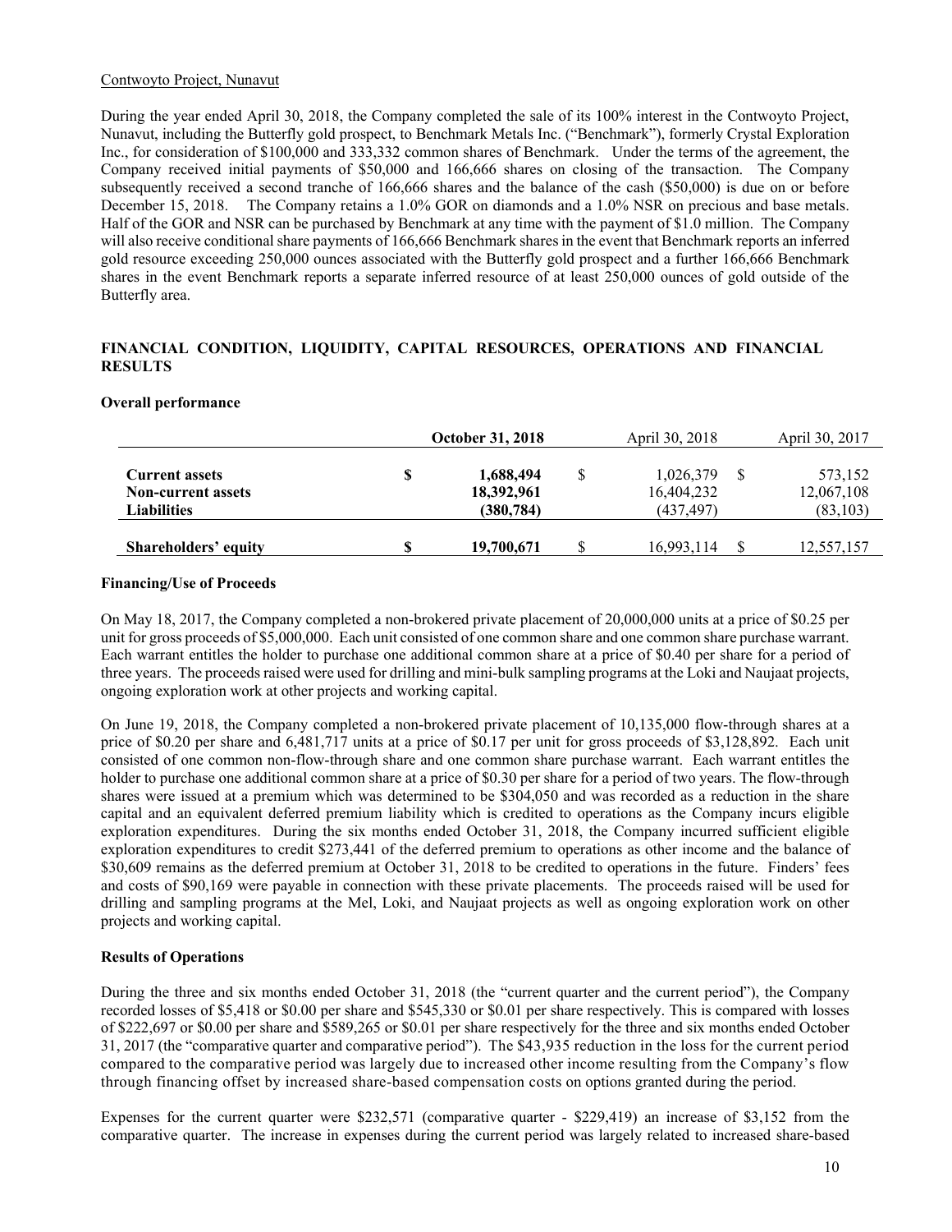Contwoyto Project, Nunavut

During the year ended April 30, 2018, the Company completed the sale of its 100% interest in the Contwoyto Project, Nunavut, including the Butterfly gold prospect, to Benchmark Metals Inc. ("Benchmark"), formerly Crystal Exploration Inc., for consideration of $100,000 and 333,332 common shares of Benchmark. Under the terms of the agreement, the Company received initial payments of $50,000 and 166,666 shares on closing of the transaction. The Company subsequently received a second tranche of 166,666 shares and the balance of the cash ($50,000) is due on or before December 15, 2018. The Company retains a 1.0% GOR on diamonds and a 1.0% NSR on precious and base metals. Half of the GOR and NSR can be purchased by Benchmark at any time with the payment of $1.0 million. The Company will also receive conditional share payments of 166,666 Benchmark shares in the event that Benchmark reports an inferred gold resource exceeding 250,000 ounces associated with the Butterfly gold prospect and a further 166,666 Benchmark shares in the event Benchmark reports a separate inferred resource of at least 250,000 ounces of gold outside of the Butterfly area.

## FINANCIAL CONDITION, LIQUIDITY, CAPITAL RESOURCES, OPERATIONS AND FINANCIAL RESULTS

**Overall performance**

| | **October 31, 2018** | April 30, 2018 | April 30, 2017 |
|---|---|---|---|
| **Current assets** | $ 1,688,494 | $ 1,026,379 | $ 573,152 |
| **Non-current assets** | 18,392,961 | 16,404,232 | 12,067,108 |
| **Liabilities** | (380,784) | (437,497) | (83,103) |
| **Shareholders' equity** | $ 19,700,671 | $ 16,993,114 | $ 12,557,157 |

**Financing/Use of Proceeds**

On May 18, 2017, the Company completed a non-brokered private placement of 20,000,000 units at a price of $0.25 per unit for gross proceeds of $5,000,000. Each unit consisted of one common share and one common share purchase warrant. Each warrant entitles the holder to purchase one additional common share at a price of $0.40 per share for a period of three years. The proceeds raised were used for drilling and mini-bulk sampling programs at the Loki and Naujaat projects, ongoing exploration work at other projects and working capital.

On June 19, 2018, the Company completed a non-brokered private placement of 10,135,000 flow-through shares at a price of $0.20 per share and 6,481,717 units at a price of $0.17 per unit for gross proceeds of $3,128,892. Each unit consisted of one common non-flow-through share and one common share purchase warrant. Each warrant entitles the holder to purchase one additional common share at a price of $0.30 per share for a period of two years. The flow-through shares were issued at a premium which was determined to be $304,050 and was recorded as a reduction in the share capital and an equivalent deferred premium liability which is credited to operations as the Company incurs eligible exploration expenditures. During the six months ended October 31, 2018, the Company incurred sufficient eligible exploration expenditures to credit $273,441 of the deferred premium to operations as other income and the balance of $30,609 remains as the deferred premium at October 31, 2018 to be credited to operations in the future. Finders' fees and costs of $90,169 were payable in connection with these private placements. The proceeds raised will be used for drilling and sampling programs at the Mel, Loki, and Naujaat projects as well as ongoing exploration work on other projects and working capital.

**Results of Operations**

During the three and six months ended October 31, 2018 (the "current quarter and the current period"), the Company recorded losses of $5,418 or $0.00 per share and $545,330 or $0.01 per share respectively. This is compared with losses of $222,697 or $0.00 per share and $589,265 or $0.01 per share respectively for the three and six months ended October 31, 2017 (the "comparative quarter and comparative period"). The $43,935 reduction in the loss for the current period compared to the comparative period was largely due to increased other income resulting from the Company's flow through financing offset by increased share-based compensation costs on options granted during the period.

Expenses for the current quarter were $232,571 (comparative quarter - $229,419) an increase of $3,152 from the comparative quarter. The increase in expenses during the current period was largely related to increased share-based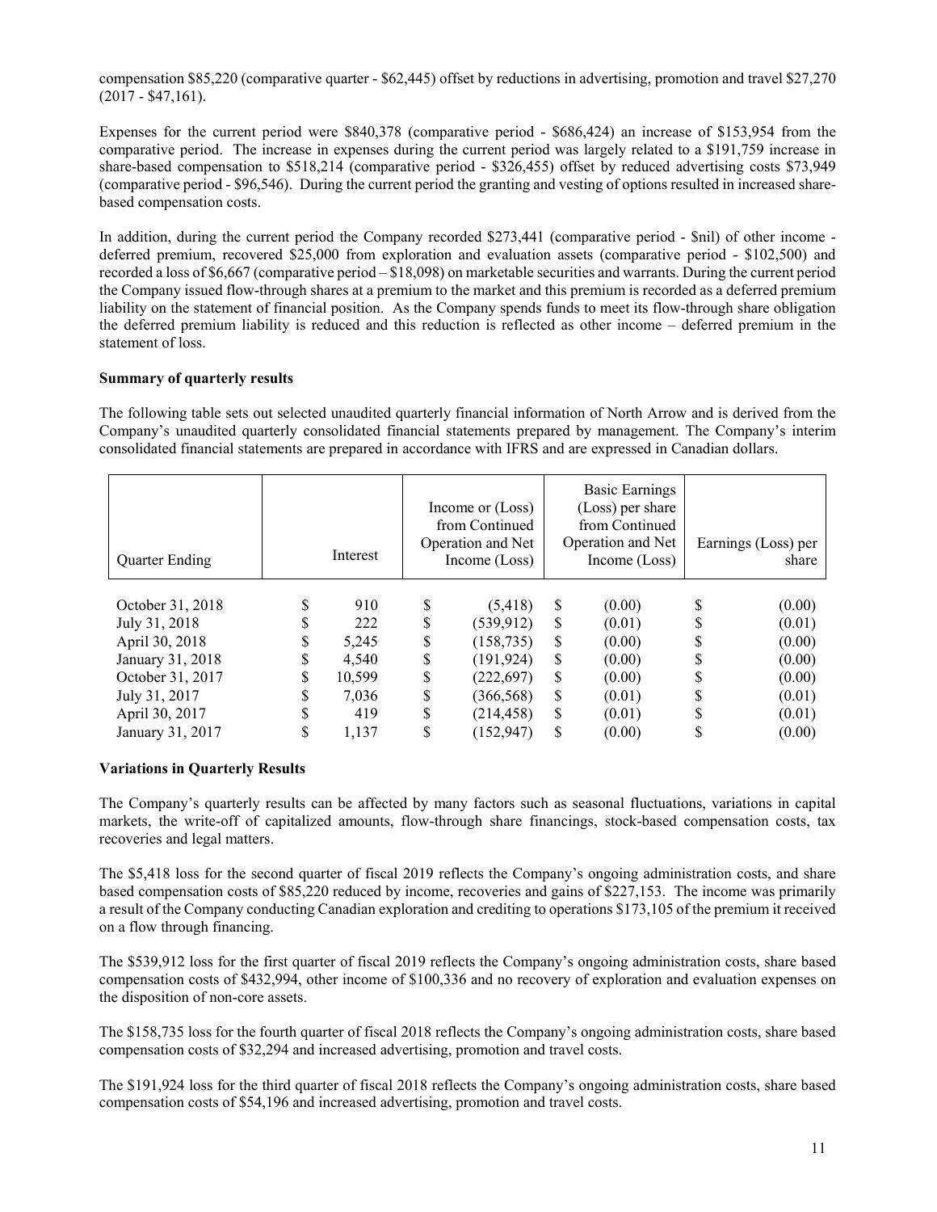compensation \$85,220 (comparative quarter - \$62,445) offset by reductions in advertising, promotion and travel \$27,270 (2017 - \$47,161).

Expenses for the current period were \$840,378 (comparative period - \$686,424) an increase of \$153,954 from the comparative period. The increase in expenses during the current period was largely related to a \$191,759 increase in share-based compensation to \$518,214 (comparative period - \$326,455) offset by reduced advertising costs \$73,949 (comparative period - \$96,546). During the current period the granting and vesting of options resulted in increased share-based compensation costs.

In addition, during the current period the Company recorded \$273,441 (comparative period - \$nil) of other income - deferred premium, recovered \$25,000 from exploration and evaluation assets (comparative period - \$102,500) and recorded a loss of \$6,667 (comparative period – \$18,098) on marketable securities and warrants. During the current period the Company issued flow-through shares at a premium to the market and this premium is recorded as a deferred premium liability on the statement of financial position. As the Company spends funds to meet its flow-through share obligation the deferred premium liability is reduced and this reduction is reflected as other income – deferred premium in the statement of loss.

**Summary of quarterly results**

The following table sets out selected unaudited quarterly financial information of North Arrow and is derived from the Company's unaudited quarterly consolidated financial statements prepared by management. The Company's interim consolidated financial statements are prepared in accordance with IFRS and are expressed in Canadian dollars.

| Quarter Ending | Interest | Income or (Loss) from Continued Operation and Net Income (Loss) | Basic Earnings (Loss) per share from Continued Operation and Net Income (Loss) | Earnings (Loss) per share |
|---|---|---|---|---|
| October 31, 2018 | \$ 910 | \$ (5,418) | \$ (0.00) | \$ (0.00) |
| July 31, 2018 | \$ 222 | \$ (539,912) | \$ (0.01) | \$ (0.01) |
| April 30, 2018 | \$ 5,245 | \$ (158,735) | \$ (0.00) | \$ (0.00) |
| January 31, 2018 | \$ 4,540 | \$ (191,924) | \$ (0.00) | \$ (0.00) |
| October 31, 2017 | \$ 10,599 | \$ (222,697) | \$ (0.00) | \$ (0.00) |
| July 31, 2017 | \$ 7,036 | \$ (366,568) | \$ (0.01) | \$ (0.01) |
| April 30, 2017 | \$ 419 | \$ (214,458) | \$ (0.01) | \$ (0.01) |
| January 31, 2017 | \$ 1,137 | \$ (152,947) | \$ (0.00) | \$ (0.00) |

**Variations in Quarterly Results**

The Company's quarterly results can be affected by many factors such as seasonal fluctuations, variations in capital markets, the write-off of capitalized amounts, flow-through share financings, stock-based compensation costs, tax recoveries and legal matters.

The \$5,418 loss for the second quarter of fiscal 2019 reflects the Company's ongoing administration costs, and share based compensation costs of \$85,220 reduced by income, recoveries and gains of \$227,153. The income was primarily a result of the Company conducting Canadian exploration and crediting to operations \$173,105 of the premium it received on a flow through financing.

The \$539,912 loss for the first quarter of fiscal 2019 reflects the Company's ongoing administration costs, share based compensation costs of \$432,994, other income of \$100,336 and no recovery of exploration and evaluation expenses on the disposition of non-core assets.

The \$158,735 loss for the fourth quarter of fiscal 2018 reflects the Company's ongoing administration costs, share based compensation costs of \$32,294 and increased advertising, promotion and travel costs.

The \$191,924 loss for the third quarter of fiscal 2018 reflects the Company's ongoing administration costs, share based compensation costs of \$54,196 and increased advertising, promotion and travel costs.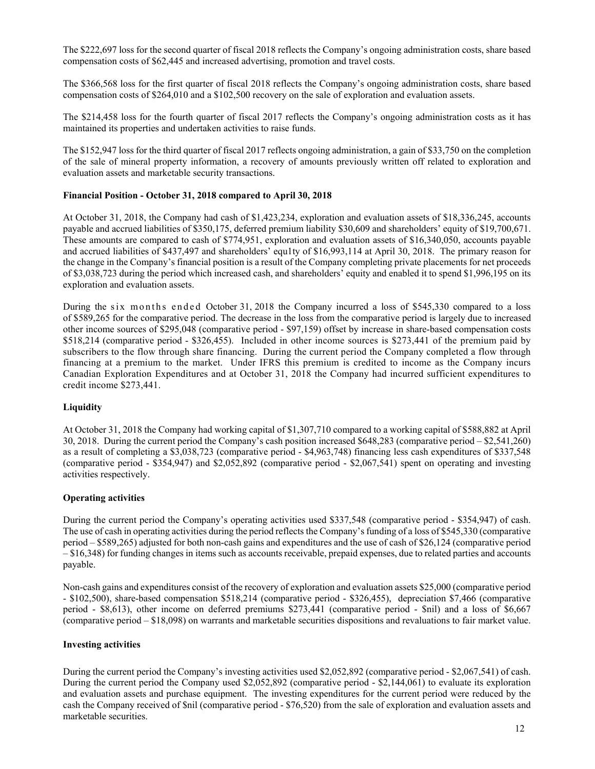The $222,697 loss for the second quarter of fiscal 2018 reflects the Company's ongoing administration costs, share based compensation costs of $62,445 and increased advertising, promotion and travel costs.

The $366,568 loss for the first quarter of fiscal 2018 reflects the Company's ongoing administration costs, share based compensation costs of $264,010 and a $102,500 recovery on the sale of exploration and evaluation assets.

The $214,458 loss for the fourth quarter of fiscal 2017 reflects the Company's ongoing administration costs as it has maintained its properties and undertaken activities to raise funds.

The $152,947 loss for the third quarter of fiscal 2017 reflects ongoing administration, a gain of $33,750 on the completion of the sale of mineral property information, a recovery of amounts previously written off related to exploration and evaluation assets and marketable security transactions.

**Financial Position - October 31, 2018 compared to April 30, 2018**

At October 31, 2018, the Company had cash of $1,423,234, exploration and evaluation assets of $18,336,245, accounts payable and accrued liabilities of $350,175, deferred premium liability $30,609 and shareholders' equity of $19,700,671. These amounts are compared to cash of $774,951, exploration and evaluation assets of $16,340,050, accounts payable and accrued liabilities of $437,497 and shareholders' equ1ty of $16,993,114 at April 30, 2018. The primary reason for the change in the Company's financial position is a result of the Company completing private placements for net proceeds of $3,038,723 during the period which increased cash, and shareholders' equity and enabled it to spend $1,996,195 on its exploration and evaluation assets.

During the six months ended October 31, 2018 the Company incurred a loss of $545,330 compared to a loss of $589,265 for the comparative period. The decrease in the loss from the comparative period is largely due to increased other income sources of $295,048 (comparative period - $97,159) offset by increase in share-based compensation costs $518,214 (comparative period - $326,455). Included in other income sources is $273,441 of the premium paid by subscribers to the flow through share financing. During the current period the Company completed a flow through financing at a premium to the market. Under IFRS this premium is credited to income as the Company incurs Canadian Exploration Expenditures and at October 31, 2018 the Company had incurred sufficient expenditures to credit income $273,441.

**Liquidity**

At October 31, 2018 the Company had working capital of $1,307,710 compared to a working capital of $588,882 at April 30, 2018. During the current period the Company's cash position increased $648,283 (comparative period – $2,541,260) as a result of completing a $3,038,723 (comparative period - $4,963,748) financing less cash expenditures of $337,548 (comparative period - $354,947) and $2,052,892 (comparative period - $2,067,541) spent on operating and investing activities respectively.

**Operating activities**

During the current period the Company's operating activities used $337,548 (comparative period - $354,947) of cash. The use of cash in operating activities during the period reflects the Company's funding of a loss of $545,330 (comparative period – $589,265) adjusted for both non-cash gains and expenditures and the use of cash of $26,124 (comparative period – $16,348) for funding changes in items such as accounts receivable, prepaid expenses, due to related parties and accounts payable.

Non-cash gains and expenditures consist of the recovery of exploration and evaluation assets $25,000 (comparative period - $102,500), share-based compensation $518,214 (comparative period - $326,455), depreciation $7,466 (comparative period - $8,613), other income on deferred premiums $273,441 (comparative period - $nil) and a loss of $6,667 (comparative period – $18,098) on warrants and marketable securities dispositions and revaluations to fair market value.

**Investing activities**

During the current period the Company's investing activities used $2,052,892 (comparative period - $2,067,541) of cash. During the current period the Company used $2,052,892 (comparative period - $2,144,061) to evaluate its exploration and evaluation assets and purchase equipment. The investing expenditures for the current period were reduced by the cash the Company received of $nil (comparative period - $76,520) from the sale of exploration and evaluation assets and marketable securities.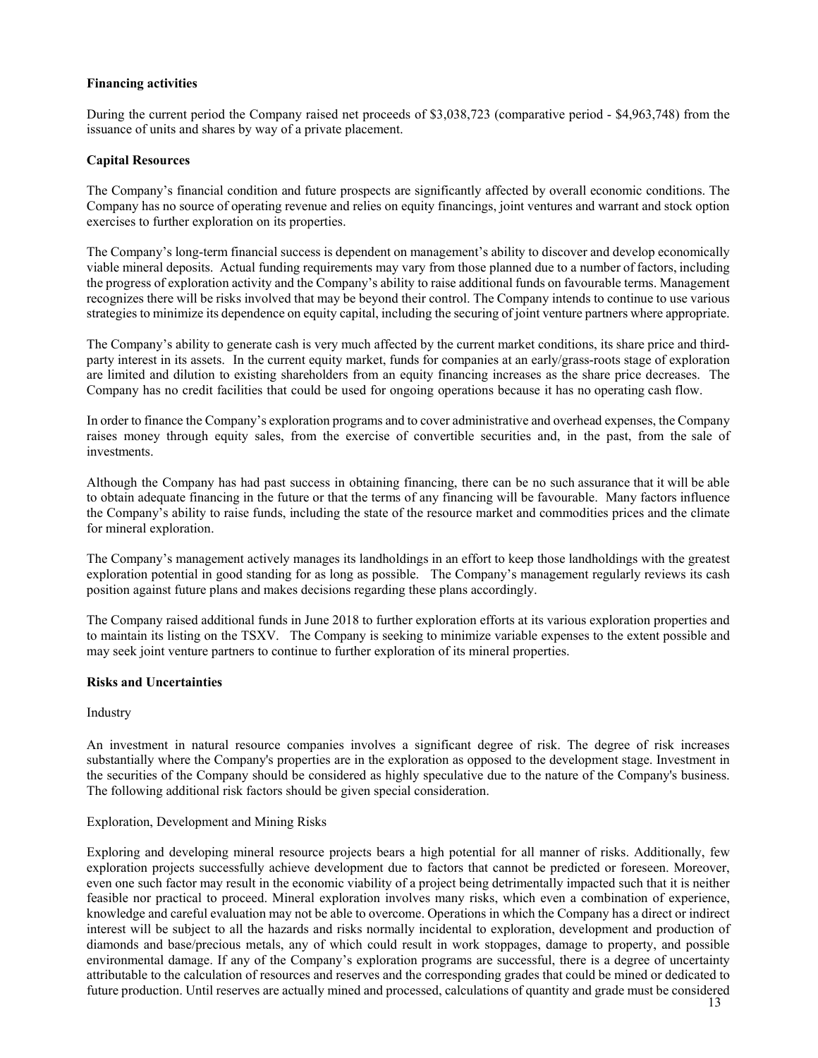**Financing activities**

During the current period the Company raised net proceeds of $3,038,723 (comparative period - $4,963,748) from the issuance of units and shares by way of a private placement.

**Capital Resources**

The Company's financial condition and future prospects are significantly affected by overall economic conditions. The Company has no source of operating revenue and relies on equity financings, joint ventures and warrant and stock option exercises to further exploration on its properties.

The Company's long-term financial success is dependent on management's ability to discover and develop economically viable mineral deposits. Actual funding requirements may vary from those planned due to a number of factors, including the progress of exploration activity and the Company's ability to raise additional funds on favourable terms. Management recognizes there will be risks involved that may be beyond their control. The Company intends to continue to use various strategies to minimize its dependence on equity capital, including the securing of joint venture partners where appropriate.

The Company's ability to generate cash is very much affected by the current market conditions, its share price and third-party interest in its assets. In the current equity market, funds for companies at an early/grass-roots stage of exploration are limited and dilution to existing shareholders from an equity financing increases as the share price decreases. The Company has no credit facilities that could be used for ongoing operations because it has no operating cash flow.

In order to finance the Company's exploration programs and to cover administrative and overhead expenses, the Company raises money through equity sales, from the exercise of convertible securities and, in the past, from the sale of investments.

Although the Company has had past success in obtaining financing, there can be no such assurance that it will be able to obtain adequate financing in the future or that the terms of any financing will be favourable. Many factors influence the Company's ability to raise funds, including the state of the resource market and commodities prices and the climate for mineral exploration.

The Company's management actively manages its landholdings in an effort to keep those landholdings with the greatest exploration potential in good standing for as long as possible. The Company's management regularly reviews its cash position against future plans and makes decisions regarding these plans accordingly.

The Company raised additional funds in June 2018 to further exploration efforts at its various exploration properties and to maintain its listing on the TSXV. The Company is seeking to minimize variable expenses to the extent possible and may seek joint venture partners to continue to further exploration of its mineral properties.

**Risks and Uncertainties**

Industry

An investment in natural resource companies involves a significant degree of risk. The degree of risk increases substantially where the Company's properties are in the exploration as opposed to the development stage. Investment in the securities of the Company should be considered as highly speculative due to the nature of the Company's business. The following additional risk factors should be given special consideration.

Exploration, Development and Mining Risks

Exploring and developing mineral resource projects bears a high potential for all manner of risks. Additionally, few exploration projects successfully achieve development due to factors that cannot be predicted or foreseen. Moreover, even one such factor may result in the economic viability of a project being detrimentally impacted such that it is neither feasible nor practical to proceed. Mineral exploration involves many risks, which even a combination of experience, knowledge and careful evaluation may not be able to overcome. Operations in which the Company has a direct or indirect interest will be subject to all the hazards and risks normally incidental to exploration, development and production of diamonds and base/precious metals, any of which could result in work stoppages, damage to property, and possible environmental damage. If any of the Company's exploration programs are successful, there is a degree of uncertainty attributable to the calculation of resources and reserves and the corresponding grades that could be mined or dedicated to future production. Until reserves are actually mined and processed, calculations of quantity and grade must be considered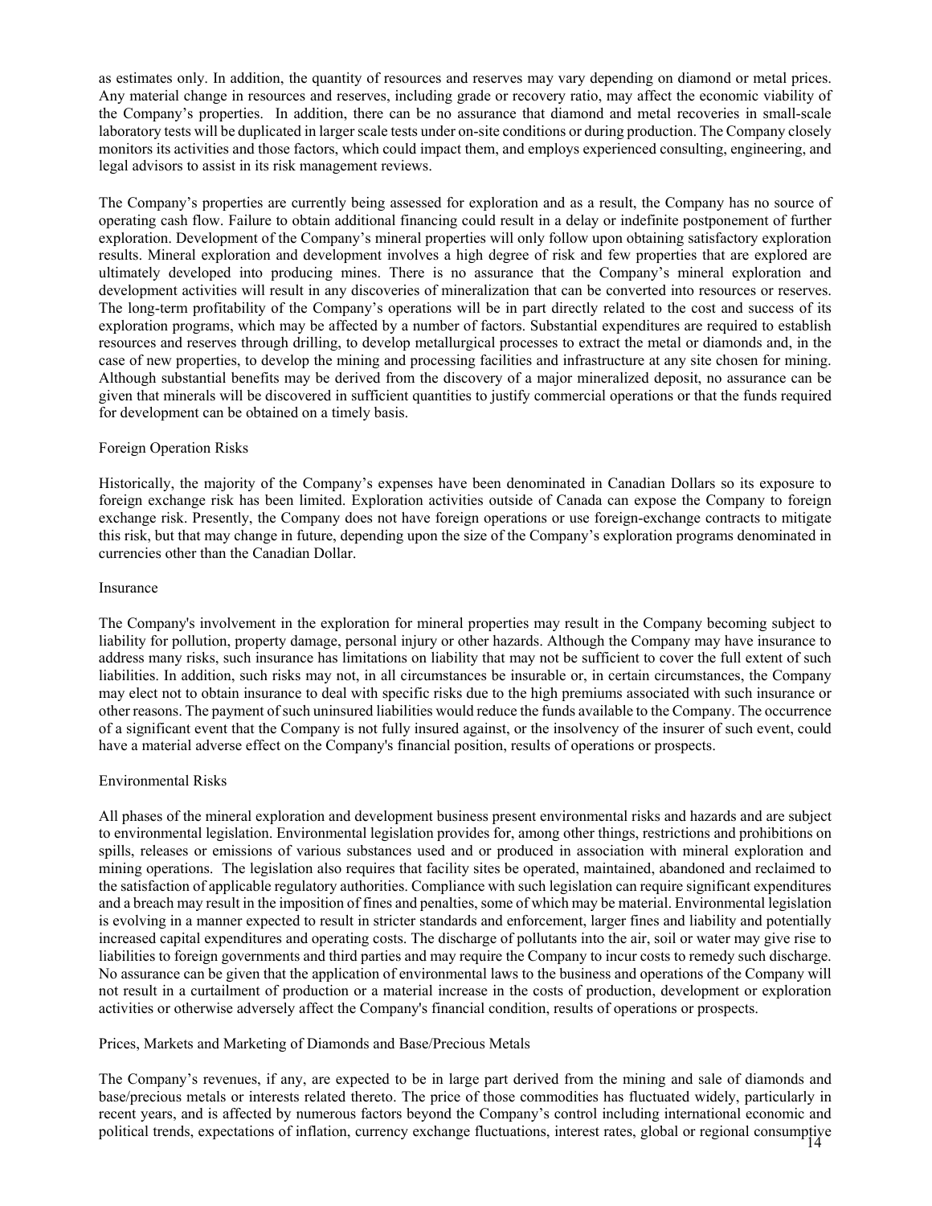as estimates only. In addition, the quantity of resources and reserves may vary depending on diamond or metal prices. Any material change in resources and reserves, including grade or recovery ratio, may affect the economic viability of the Company's properties. In addition, there can be no assurance that diamond and metal recoveries in small-scale laboratory tests will be duplicated in larger scale tests under on-site conditions or during production. The Company closely monitors its activities and those factors, which could impact them, and employs experienced consulting, engineering, and legal advisors to assist in its risk management reviews.

The Company's properties are currently being assessed for exploration and as a result, the Company has no source of operating cash flow. Failure to obtain additional financing could result in a delay or indefinite postponement of further exploration. Development of the Company's mineral properties will only follow upon obtaining satisfactory exploration results. Mineral exploration and development involves a high degree of risk and few properties that are explored are ultimately developed into producing mines. There is no assurance that the Company's mineral exploration and development activities will result in any discoveries of mineralization that can be converted into resources or reserves. The long-term profitability of the Company's operations will be in part directly related to the cost and success of its exploration programs, which may be affected by a number of factors. Substantial expenditures are required to establish resources and reserves through drilling, to develop metallurgical processes to extract the metal or diamonds and, in the case of new properties, to develop the mining and processing facilities and infrastructure at any site chosen for mining. Although substantial benefits may be derived from the discovery of a major mineralized deposit, no assurance can be given that minerals will be discovered in sufficient quantities to justify commercial operations or that the funds required for development can be obtained on a timely basis.

Foreign Operation Risks

Historically, the majority of the Company's expenses have been denominated in Canadian Dollars so its exposure to foreign exchange risk has been limited. Exploration activities outside of Canada can expose the Company to foreign exchange risk. Presently, the Company does not have foreign operations or use foreign-exchange contracts to mitigate this risk, but that may change in future, depending upon the size of the Company's exploration programs denominated in currencies other than the Canadian Dollar.

Insurance

The Company's involvement in the exploration for mineral properties may result in the Company becoming subject to liability for pollution, property damage, personal injury or other hazards. Although the Company may have insurance to address many risks, such insurance has limitations on liability that may not be sufficient to cover the full extent of such liabilities. In addition, such risks may not, in all circumstances be insurable or, in certain circumstances, the Company may elect not to obtain insurance to deal with specific risks due to the high premiums associated with such insurance or other reasons. The payment of such uninsured liabilities would reduce the funds available to the Company. The occurrence of a significant event that the Company is not fully insured against, or the insolvency of the insurer of such event, could have a material adverse effect on the Company's financial position, results of operations or prospects.

Environmental Risks

All phases of the mineral exploration and development business present environmental risks and hazards and are subject to environmental legislation. Environmental legislation provides for, among other things, restrictions and prohibitions on spills, releases or emissions of various substances used and or produced in association with mineral exploration and mining operations. The legislation also requires that facility sites be operated, maintained, abandoned and reclaimed to the satisfaction of applicable regulatory authorities. Compliance with such legislation can require significant expenditures and a breach may result in the imposition of fines and penalties, some of which may be material. Environmental legislation is evolving in a manner expected to result in stricter standards and enforcement, larger fines and liability and potentially increased capital expenditures and operating costs. The discharge of pollutants into the air, soil or water may give rise to liabilities to foreign governments and third parties and may require the Company to incur costs to remedy such discharge. No assurance can be given that the application of environmental laws to the business and operations of the Company will not result in a curtailment of production or a material increase in the costs of production, development or exploration activities or otherwise adversely affect the Company's financial condition, results of operations or prospects.

Prices, Markets and Marketing of Diamonds and Base/Precious Metals

The Company's revenues, if any, are expected to be in large part derived from the mining and sale of diamonds and base/precious metals or interests related thereto. The price of those commodities has fluctuated widely, particularly in recent years, and is affected by numerous factors beyond the Company's control including international economic and political trends, expectations of inflation, currency exchange fluctuations, interest rates, global or regional consumptive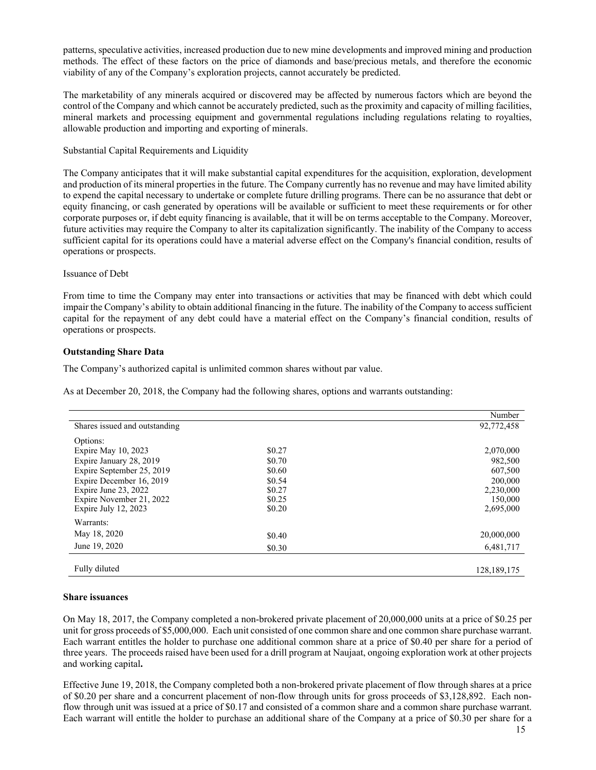patterns, speculative activities, increased production due to new mine developments and improved mining and production methods. The effect of these factors on the price of diamonds and base/precious metals, and therefore the economic viability of any of the Company's exploration projects, cannot accurately be predicted.

The marketability of any minerals acquired or discovered may be affected by numerous factors which are beyond the control of the Company and which cannot be accurately predicted, such as the proximity and capacity of milling facilities, mineral markets and processing equipment and governmental regulations including regulations relating to royalties, allowable production and importing and exporting of minerals.

Substantial Capital Requirements and Liquidity

The Company anticipates that it will make substantial capital expenditures for the acquisition, exploration, development and production of its mineral properties in the future. The Company currently has no revenue and may have limited ability to expend the capital necessary to undertake or complete future drilling programs. There can be no assurance that debt or equity financing, or cash generated by operations will be available or sufficient to meet these requirements or for other corporate purposes or, if debt equity financing is available, that it will be on terms acceptable to the Company. Moreover, future activities may require the Company to alter its capitalization significantly. The inability of the Company to access sufficient capital for its operations could have a material adverse effect on the Company's financial condition, results of operations or prospects.

Issuance of Debt

From time to time the Company may enter into transactions or activities that may be financed with debt which could impair the Company's ability to obtain additional financing in the future. The inability of the Company to access sufficient capital for the repayment of any debt could have a material effect on the Company's financial condition, results of operations or prospects.

**Outstanding Share Data**

The Company's authorized capital is unlimited common shares without par value.

As at December 20, 2018, the Company had the following shares, options and warrants outstanding:

| | | Number |
|---|---|---|
| Shares issued and outstanding | | 92,772,458 |
| Options: | | |
| Expire May 10, 2023 | $0.27 | 2,070,000 |
| Expire January 28, 2019 | $0.70 | 982,500 |
| Expire September 25, 2019 | $0.60 | 607,500 |
| Expire December 16, 2019 | $0.54 | 200,000 |
| Expire June 23, 2022 | $0.27 | 2,230,000 |
| Expire November 21, 2022 | $0.25 | 150,000 |
| Expire July 12, 2023 | $0.20 | 2,695,000 |
| Warrants: | | |
| May 18, 2020 | $0.40 | 20,000,000 |
| June 19, 2020 | $0.30 | 6,481,717 |
| Fully diluted | | 128,189,175 |

**Share issuances**

On May 18, 2017, the Company completed a non-brokered private placement of 20,000,000 units at a price of $0.25 per unit for gross proceeds of $5,000,000. Each unit consisted of one common share and one common share purchase warrant. Each warrant entitles the holder to purchase one additional common share at a price of $0.40 per share for a period of three years. The proceeds raised have been used for a drill program at Naujaat, ongoing exploration work at other projects and working capital**.**

Effective June 19, 2018, the Company completed both a non-brokered private placement of flow through shares at a price of $0.20 per share and a concurrent placement of non-flow through units for gross proceeds of $3,128,892. Each non-flow through unit was issued at a price of $0.17 and consisted of a common share and a common share purchase warrant. Each warrant will entitle the holder to purchase an additional share of the Company at a price of $0.30 per share for a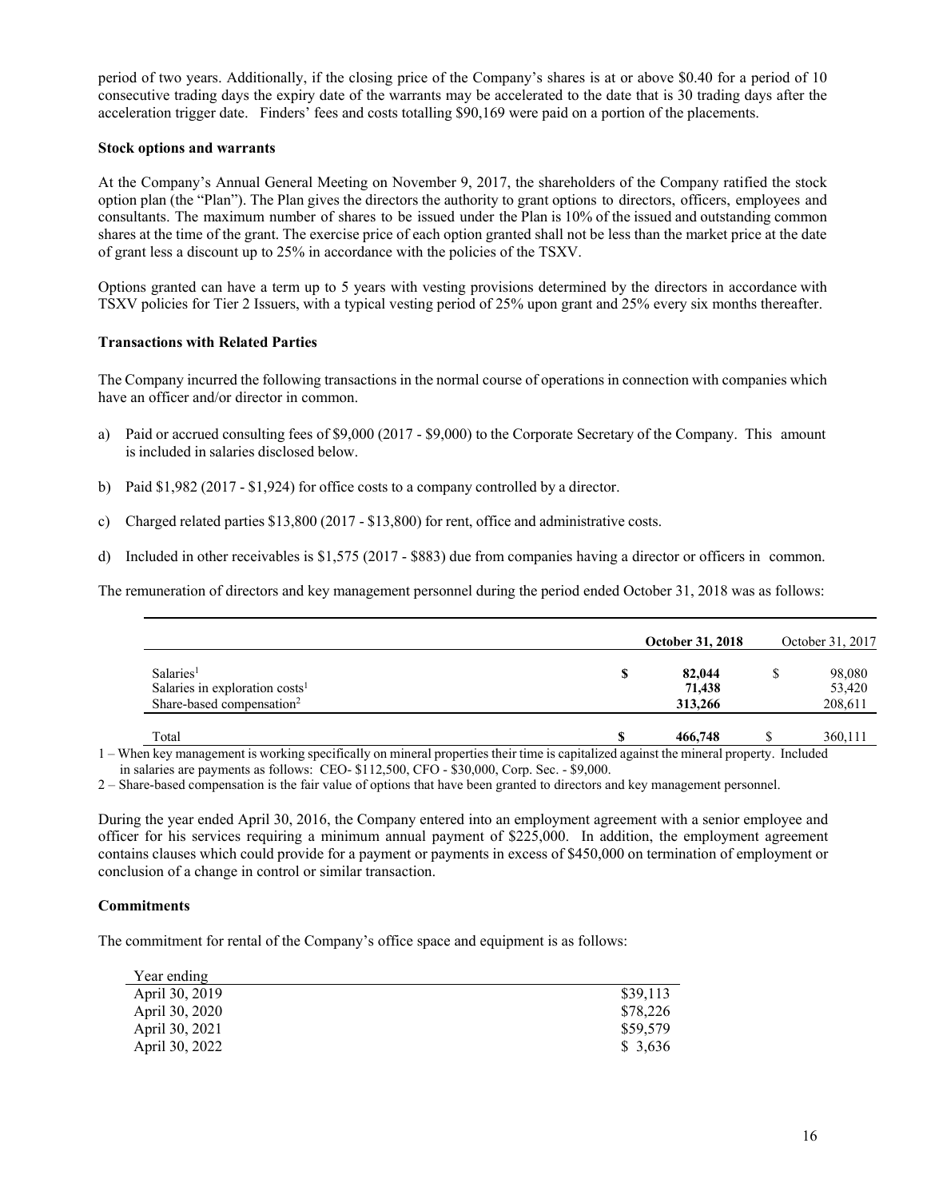period of two years. Additionally, if the closing price of the Company's shares is at or above $0.40 for a period of 10 consecutive trading days the expiry date of the warrants may be accelerated to the date that is 30 trading days after the acceleration trigger date. Finders' fees and costs totalling $90,169 were paid on a portion of the placements.

**Stock options and warrants**

At the Company's Annual General Meeting on November 9, 2017, the shareholders of the Company ratified the stock option plan (the "Plan"). The Plan gives the directors the authority to grant options to directors, officers, employees and consultants. The maximum number of shares to be issued under the Plan is 10% of the issued and outstanding common shares at the time of the grant. The exercise price of each option granted shall not be less than the market price at the date of grant less a discount up to 25% in accordance with the policies of the TSXV.

Options granted can have a term up to 5 years with vesting provisions determined by the directors in accordance with TSXV policies for Tier 2 Issuers, with a typical vesting period of 25% upon grant and 25% every six months thereafter.

**Transactions with Related Parties**

The Company incurred the following transactions in the normal course of operations in connection with companies which have an officer and/or director in common.

a) Paid or accrued consulting fees of $9,000 (2017 - $9,000) to the Corporate Secretary of the Company. This amount is included in salaries disclosed below.

b) Paid $1,982 (2017 - $1,924) for office costs to a company controlled by a director.

c) Charged related parties $13,800 (2017 - $13,800) for rent, office and administrative costs.

d) Included in other receivables is $1,575 (2017 - $883) due from companies having a director or officers in common.

The remuneration of directors and key management personnel during the period ended October 31, 2018 was as follows:

| | | **October 31, 2018** | | October 31, 2017 |
|---|---|---|---|---|
| Salaries[1] | **$** | **82,044** | $ | 98,080 |
| Salaries in exploration costs[1] | | **71,438** | | 53,420 |
| Share-based compensation[2] | | **313,266** | | 208,611 |
| Total | **$** | **466,748** | $ | 360,111 |

1 – When key management is working specifically on mineral properties their time is capitalized against the mineral property. Included in salaries are payments as follows: CEO- $112,500, CFO - $30,000, Corp. Sec. - $9,000.

2 – Share-based compensation is the fair value of options that have been granted to directors and key management personnel.

During the year ended April 30, 2016, the Company entered into an employment agreement with a senior employee and officer for his services requiring a minimum annual payment of $225,000. In addition, the employment agreement contains clauses which could provide for a payment or payments in excess of $450,000 on termination of employment or conclusion of a change in control or similar transaction.

**Commitments**

The commitment for rental of the Company's office space and equipment is as follows:

| Year ending | |
|---|---|
| April 30, 2019 | $39,113 |
| April 30, 2020 | $78,226 |
| April 30, 2021 | $59,579 |
| April 30, 2022 | $ 3,636 |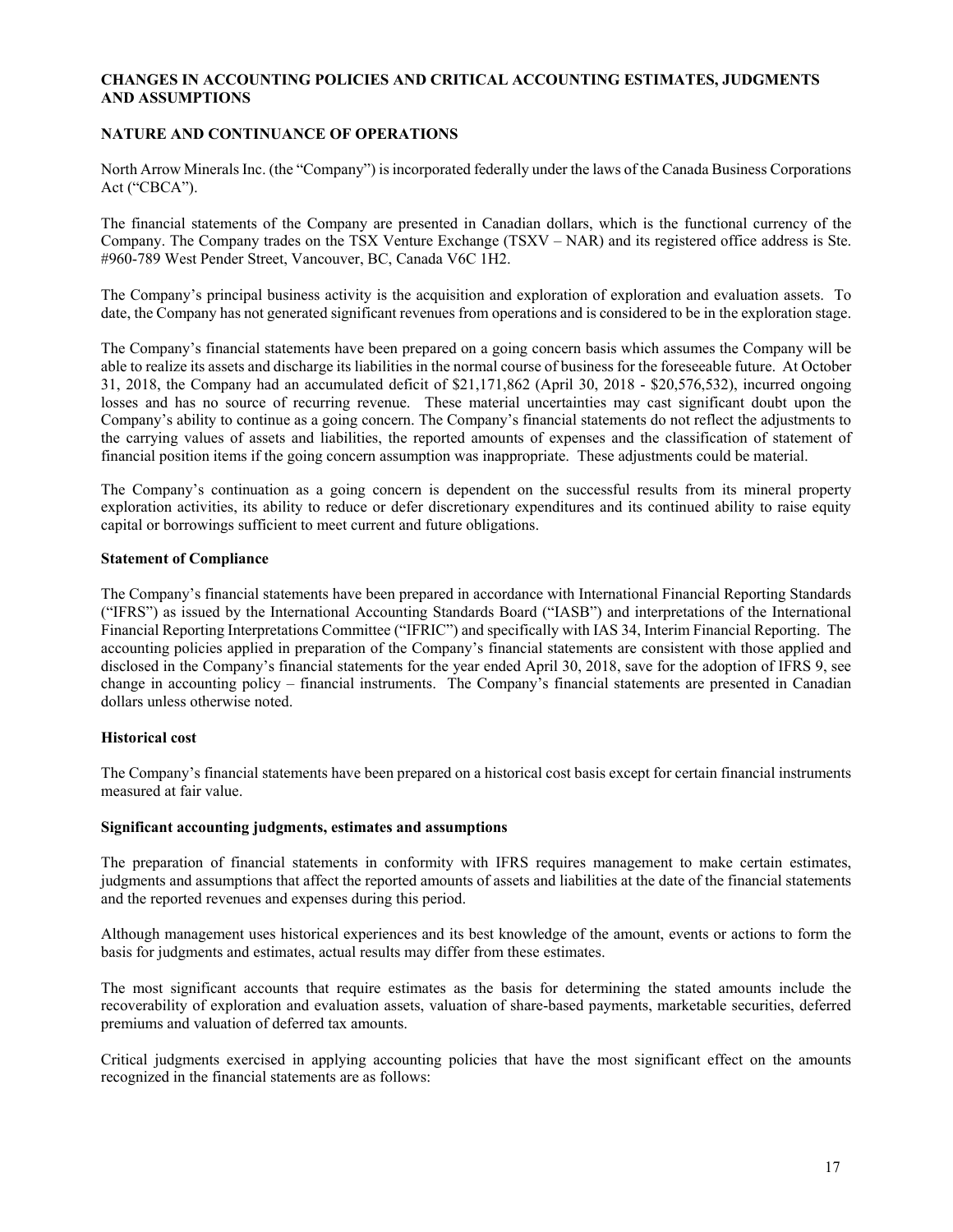## CHANGES IN ACCOUNTING POLICIES AND CRITICAL ACCOUNTING ESTIMATES, JUDGMENTS AND ASSUMPTIONS

## NATURE AND CONTINUANCE OF OPERATIONS

North Arrow Minerals Inc. (the "Company") is incorporated federally under the laws of the Canada Business Corporations Act ("CBCA").

The financial statements of the Company are presented in Canadian dollars, which is the functional currency of the Company. The Company trades on the TSX Venture Exchange (TSXV – NAR) and its registered office address is Ste. #960-789 West Pender Street, Vancouver, BC, Canada V6C 1H2.

The Company's principal business activity is the acquisition and exploration of exploration and evaluation assets. To date, the Company has not generated significant revenues from operations and is considered to be in the exploration stage.

The Company's financial statements have been prepared on a going concern basis which assumes the Company will be able to realize its assets and discharge its liabilities in the normal course of business for the foreseeable future. At October 31, 2018, the Company had an accumulated deficit of $21,171,862 (April 30, 2018 - $20,576,532), incurred ongoing losses and has no source of recurring revenue. These material uncertainties may cast significant doubt upon the Company's ability to continue as a going concern. The Company's financial statements do not reflect the adjustments to the carrying values of assets and liabilities, the reported amounts of expenses and the classification of statement of financial position items if the going concern assumption was inappropriate. These adjustments could be material.

The Company's continuation as a going concern is dependent on the successful results from its mineral property exploration activities, its ability to reduce or defer discretionary expenditures and its continued ability to raise equity capital or borrowings sufficient to meet current and future obligations.

### Statement of Compliance

The Company's financial statements have been prepared in accordance with International Financial Reporting Standards ("IFRS") as issued by the International Accounting Standards Board ("IASB") and interpretations of the International Financial Reporting Interpretations Committee ("IFRIC") and specifically with IAS 34, Interim Financial Reporting. The accounting policies applied in preparation of the Company's financial statements are consistent with those applied and disclosed in the Company's financial statements for the year ended April 30, 2018, save for the adoption of IFRS 9, see change in accounting policy – financial instruments. The Company's financial statements are presented in Canadian dollars unless otherwise noted.

### Historical cost

The Company's financial statements have been prepared on a historical cost basis except for certain financial instruments measured at fair value.

### Significant accounting judgments, estimates and assumptions

The preparation of financial statements in conformity with IFRS requires management to make certain estimates, judgments and assumptions that affect the reported amounts of assets and liabilities at the date of the financial statements and the reported revenues and expenses during this period.

Although management uses historical experiences and its best knowledge of the amount, events or actions to form the basis for judgments and estimates, actual results may differ from these estimates.

The most significant accounts that require estimates as the basis for determining the stated amounts include the recoverability of exploration and evaluation assets, valuation of share-based payments, marketable securities, deferred premiums and valuation of deferred tax amounts.

Critical judgments exercised in applying accounting policies that have the most significant effect on the amounts recognized in the financial statements are as follows: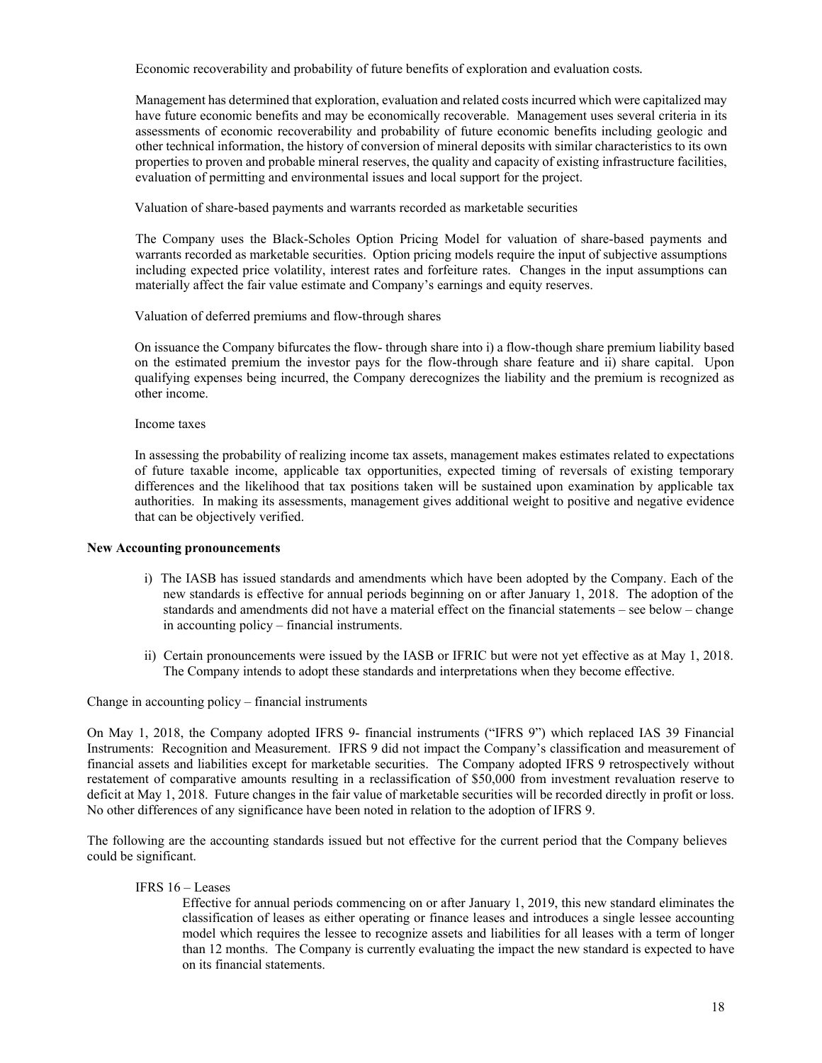Economic recoverability and probability of future benefits of exploration and evaluation costs.

Management has determined that exploration, evaluation and related costs incurred which were capitalized may have future economic benefits and may be economically recoverable. Management uses several criteria in its assessments of economic recoverability and probability of future economic benefits including geologic and other technical information, the history of conversion of mineral deposits with similar characteristics to its own properties to proven and probable mineral reserves, the quality and capacity of existing infrastructure facilities, evaluation of permitting and environmental issues and local support for the project.

Valuation of share-based payments and warrants recorded as marketable securities

The Company uses the Black-Scholes Option Pricing Model for valuation of share-based payments and warrants recorded as marketable securities. Option pricing models require the input of subjective assumptions including expected price volatility, interest rates and forfeiture rates. Changes in the input assumptions can materially affect the fair value estimate and Company's earnings and equity reserves.

Valuation of deferred premiums and flow-through shares

On issuance the Company bifurcates the flow- through share into i) a flow-though share premium liability based on the estimated premium the investor pays for the flow-through share feature and ii) share capital. Upon qualifying expenses being incurred, the Company derecognizes the liability and the premium is recognized as other income.

Income taxes

In assessing the probability of realizing income tax assets, management makes estimates related to expectations of future taxable income, applicable tax opportunities, expected timing of reversals of existing temporary differences and the likelihood that tax positions taken will be sustained upon examination by applicable tax authorities. In making its assessments, management gives additional weight to positive and negative evidence that can be objectively verified.

**New Accounting pronouncements**

i) The IASB has issued standards and amendments which have been adopted by the Company. Each of the new standards is effective for annual periods beginning on or after January 1, 2018. The adoption of the standards and amendments did not have a material effect on the financial statements – see below – change in accounting policy – financial instruments.

ii) Certain pronouncements were issued by the IASB or IFRIC but were not yet effective as at May 1, 2018. The Company intends to adopt these standards and interpretations when they become effective.

Change in accounting policy – financial instruments

On May 1, 2018, the Company adopted IFRS 9- financial instruments ("IFRS 9") which replaced IAS 39 Financial Instruments: Recognition and Measurement. IFRS 9 did not impact the Company's classification and measurement of financial assets and liabilities except for marketable securities. The Company adopted IFRS 9 retrospectively without restatement of comparative amounts resulting in a reclassification of $50,000 from investment revaluation reserve to deficit at May 1, 2018. Future changes in the fair value of marketable securities will be recorded directly in profit or loss. No other differences of any significance have been noted in relation to the adoption of IFRS 9.

The following are the accounting standards issued but not effective for the current period that the Company believes could be significant.

IFRS 16 – Leases

Effective for annual periods commencing on or after January 1, 2019, this new standard eliminates the classification of leases as either operating or finance leases and introduces a single lessee accounting model which requires the lessee to recognize assets and liabilities for all leases with a term of longer than 12 months. The Company is currently evaluating the impact the new standard is expected to have on its financial statements.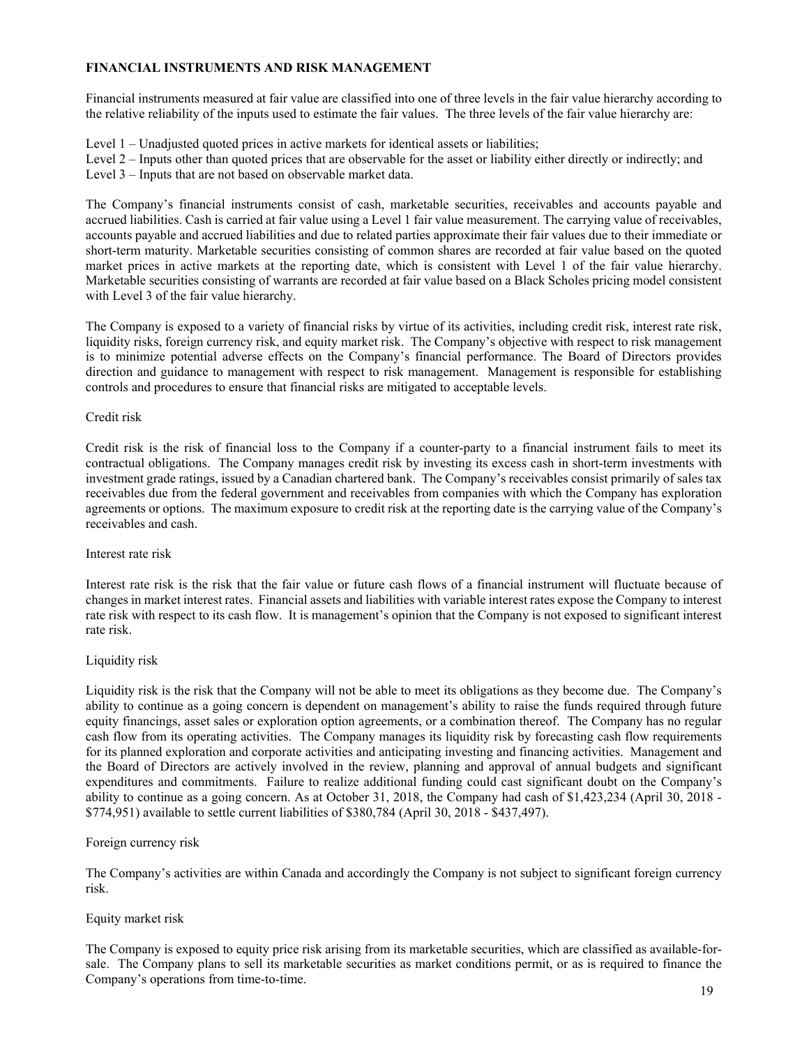## FINANCIAL INSTRUMENTS AND RISK MANAGEMENT

Financial instruments measured at fair value are classified into one of three levels in the fair value hierarchy according to the relative reliability of the inputs used to estimate the fair values. The three levels of the fair value hierarchy are:

Level 1 – Unadjusted quoted prices in active markets for identical assets or liabilities;
Level 2 – Inputs other than quoted prices that are observable for the asset or liability either directly or indirectly; and
Level 3 – Inputs that are not based on observable market data.

The Company's financial instruments consist of cash, marketable securities, receivables and accounts payable and accrued liabilities. Cash is carried at fair value using a Level 1 fair value measurement. The carrying value of receivables, accounts payable and accrued liabilities and due to related parties approximate their fair values due to their immediate or short-term maturity. Marketable securities consisting of common shares are recorded at fair value based on the quoted market prices in active markets at the reporting date, which is consistent with Level 1 of the fair value hierarchy. Marketable securities consisting of warrants are recorded at fair value based on a Black Scholes pricing model consistent with Level 3 of the fair value hierarchy.

The Company is exposed to a variety of financial risks by virtue of its activities, including credit risk, interest rate risk, liquidity risks, foreign currency risk, and equity market risk. The Company's objective with respect to risk management is to minimize potential adverse effects on the Company's financial performance. The Board of Directors provides direction and guidance to management with respect to risk management. Management is responsible for establishing controls and procedures to ensure that financial risks are mitigated to acceptable levels.

### Credit risk

Credit risk is the risk of financial loss to the Company if a counter-party to a financial instrument fails to meet its contractual obligations. The Company manages credit risk by investing its excess cash in short-term investments with investment grade ratings, issued by a Canadian chartered bank. The Company's receivables consist primarily of sales tax receivables due from the federal government and receivables from companies with which the Company has exploration agreements or options. The maximum exposure to credit risk at the reporting date is the carrying value of the Company's receivables and cash.

### Interest rate risk

Interest rate risk is the risk that the fair value or future cash flows of a financial instrument will fluctuate because of changes in market interest rates. Financial assets and liabilities with variable interest rates expose the Company to interest rate risk with respect to its cash flow. It is management's opinion that the Company is not exposed to significant interest rate risk.

### Liquidity risk

Liquidity risk is the risk that the Company will not be able to meet its obligations as they become due. The Company's ability to continue as a going concern is dependent on management's ability to raise the funds required through future equity financings, asset sales or exploration option agreements, or a combination thereof. The Company has no regular cash flow from its operating activities. The Company manages its liquidity risk by forecasting cash flow requirements for its planned exploration and corporate activities and anticipating investing and financing activities. Management and the Board of Directors are actively involved in the review, planning and approval of annual budgets and significant expenditures and commitments. Failure to realize additional funding could cast significant doubt on the Company's ability to continue as a going concern. As at October 31, 2018, the Company had cash of $1,423,234 (April 30, 2018 - $774,951) available to settle current liabilities of $380,784 (April 30, 2018 - $437,497).

### Foreign currency risk

The Company's activities are within Canada and accordingly the Company is not subject to significant foreign currency risk.

### Equity market risk

The Company is exposed to equity price risk arising from its marketable securities, which are classified as available-for-sale. The Company plans to sell its marketable securities as market conditions permit, or as is required to finance the Company's operations from time-to-time.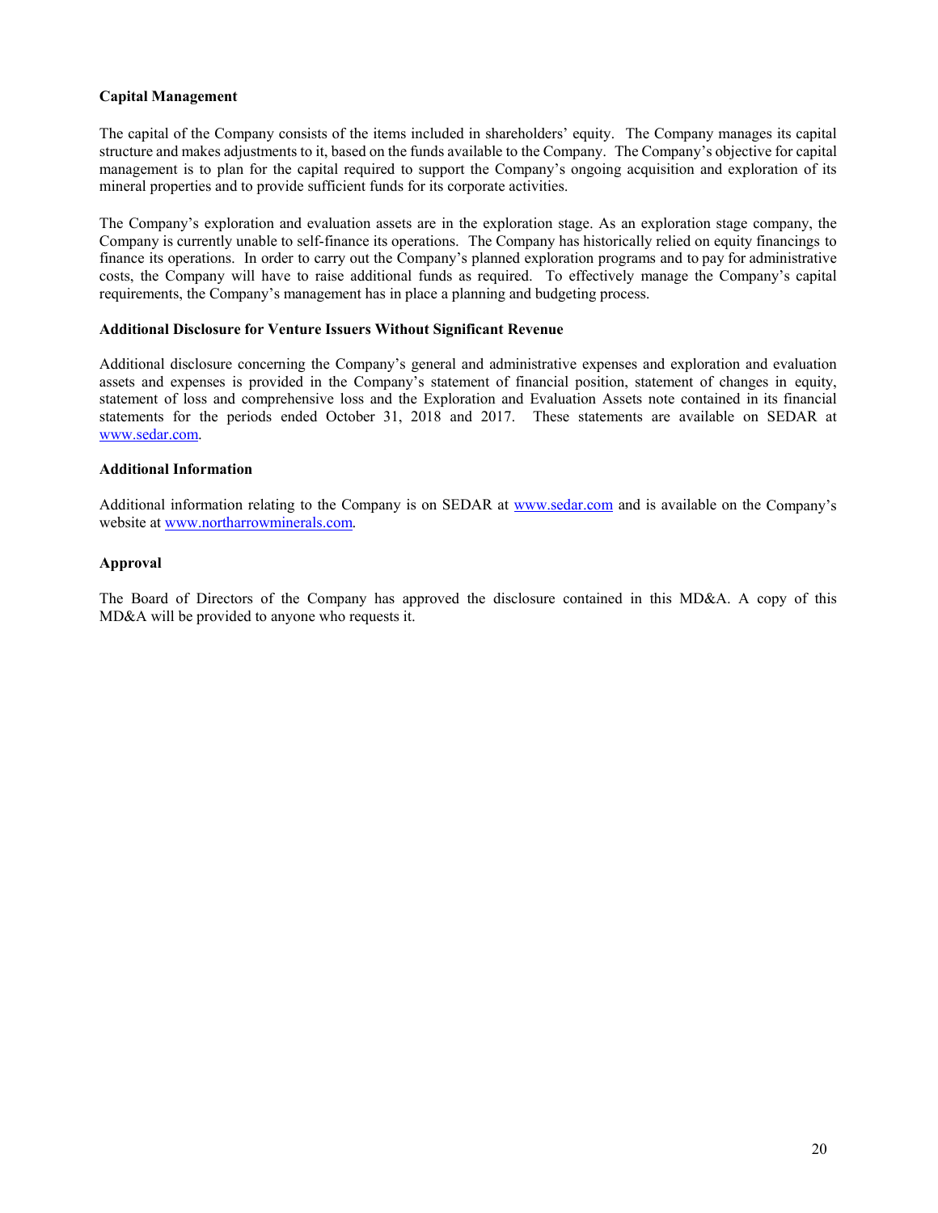**Capital Management**

The capital of the Company consists of the items included in shareholders' equity. The Company manages its capital structure and makes adjustments to it, based on the funds available to the Company. The Company's objective for capital management is to plan for the capital required to support the Company's ongoing acquisition and exploration of its mineral properties and to provide sufficient funds for its corporate activities.

The Company's exploration and evaluation assets are in the exploration stage. As an exploration stage company, the Company is currently unable to self-finance its operations. The Company has historically relied on equity financings to finance its operations. In order to carry out the Company's planned exploration programs and to pay for administrative costs, the Company will have to raise additional funds as required. To effectively manage the Company's capital requirements, the Company's management has in place a planning and budgeting process.

**Additional Disclosure for Venture Issuers Without Significant Revenue**

Additional disclosure concerning the Company's general and administrative expenses and exploration and evaluation assets and expenses is provided in the Company's statement of financial position, statement of changes in equity, statement of loss and comprehensive loss and the Exploration and Evaluation Assets note contained in its financial statements for the periods ended October 31, 2018 and 2017. These statements are available on SEDAR at www.sedar.com.

**Additional Information**

Additional information relating to the Company is on SEDAR at www.sedar.com and is available on the Company's website at www.northarrowminerals.com.

**Approval**

The Board of Directors of the Company has approved the disclosure contained in this MD&A. A copy of this MD&A will be provided to anyone who requests it.